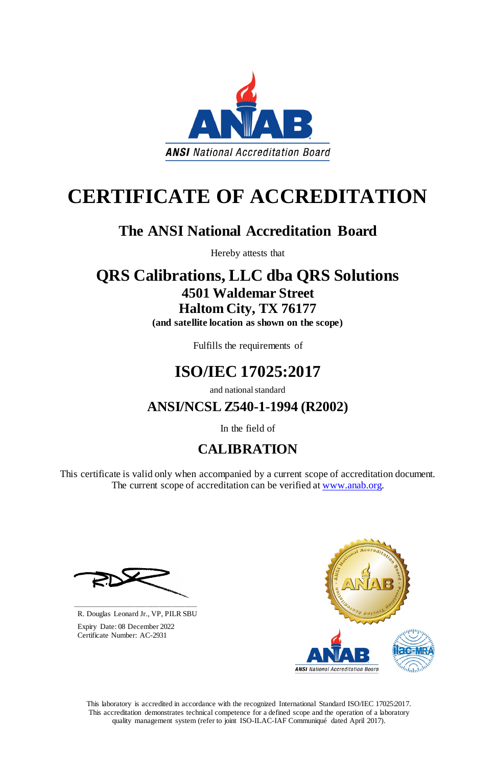ANSI National Accreditation Board

# CERTIFICATE OF ACCREDITATION

## The ANSI National Accreditation Board

Hereby attests that

## QRS Calibrations, LLC dba QRS Solutions

**4501 Waldemar Street**
**Haltom City, TX 76177**
**(and satellite location as shown on the scope)**

Fulfills the requirements of

## ISO/IEC 17025:2017

and national standard

## ANSI/NCSL Z540-1-1994 (R2002)

In the field of

## CALIBRATION

This certificate is valid only when accompanied by a current scope of accreditation document.
The current scope of accreditation can be verified at www.anab.org.

R. Douglas Leonard Jr., VP, PILR SBU

Expiry Date: 08 December 2022
Certificate Number: AC-2931

This laboratory is accredited in accordance with the recognized International Standard ISO/IEC 17025:2017. This accreditation demonstrates technical competence for a defined scope and the operation of a laboratory quality management system (refer to joint ISO-ILAC-IAF Communiqué dated April 2017).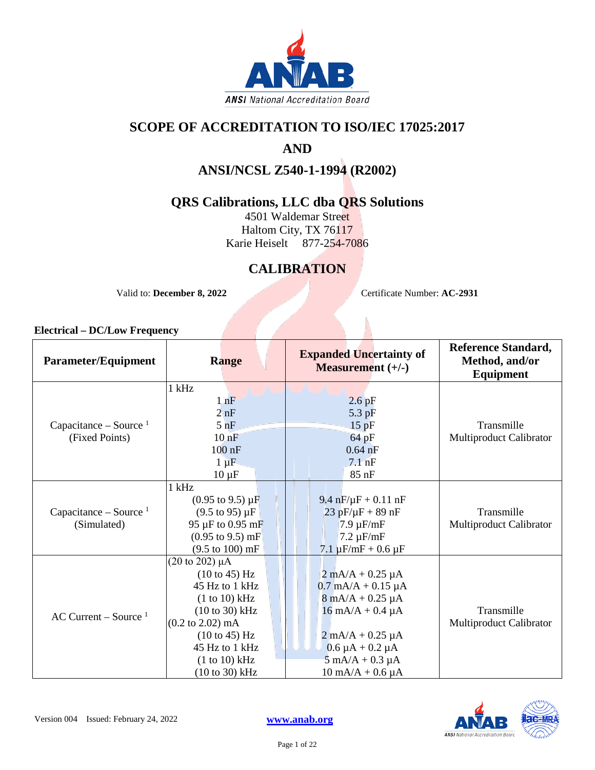# SCOPE OF ACCREDITATION TO ISO/IEC 17025:2017

## AND

## ANSI/NCSL Z540-1-1994 (R2002)

## QRS Calibrations, LLC dba QRS Solutions

4501 Waldemar Street
Haltom City, TX 76117
Karie Heiselt 877-254-7086

## CALIBRATION

Valid to: **December 8, 2022** Certificate Number: **AC-2931**

### Electrical – DC/Low Frequency

| Parameter/Equipment | Range | Expanded Uncertainty of Measurement (+/-) | Reference Standard, Method, and/or Equipment |
|---|---|---|---|
| Capacitance – Source [1] (Fixed Points) | 1 kHz | | Transmille Multiproduct Calibrator |
| | 1 nF | 2.6 pF | |
| | 2 nF | 5.3 pF | |
| | 5 nF | 15 pF | |
| | 10 nF | 64 pF | |
| | 100 nF | 0.64 nF | |
| | 1 µF | 7.1 nF | |
| | 10 µF | 85 nF | |
| Capacitance – Source [1] (Simulated) | 1 kHz | | Transmille Multiproduct Calibrator |
| | (0.95 to 9.5) µF | 9.4 nF/µF + 0.11 nF | |
| | (9.5 to 95) µF | 23 pF/µF + 89 nF | |
| | 95 µF to 0.95 mF | 7.9 µF/mF | |
| | (0.95 to 9.5) mF | 7.2 µF/mF | |
| | (9.5 to 100) mF | 7.1 µF/mF + 0.6 µF | |
| AC Current – Source [1] | (20 to 202) µA | | Transmille Multiproduct Calibrator |
| | (10 to 45) Hz | 2 mA/A + 0.25 µA | |
| | 45 Hz to 1 kHz | 0.7 mA/A + 0.15 µA | |
| | (1 to 10) kHz | 8 mA/A + 0.25 µA | |
| | (10 to 30) kHz | 16 mA/A + 0.4 µA | |
| | (0.2 to 2.02) mA | | |
| | (10 to 45) Hz | 2 mA/A + 0.25 µA | |
| | 45 Hz to 1 kHz | 0.6 µA + 0.2 µA | |
| | (1 to 10) kHz | 5 mA/A + 0.3 µA | |
| | (10 to 30) kHz | 10 mA/A + 0.6 µA | |

Version 004 Issued: February 24, 2022 www.anab.org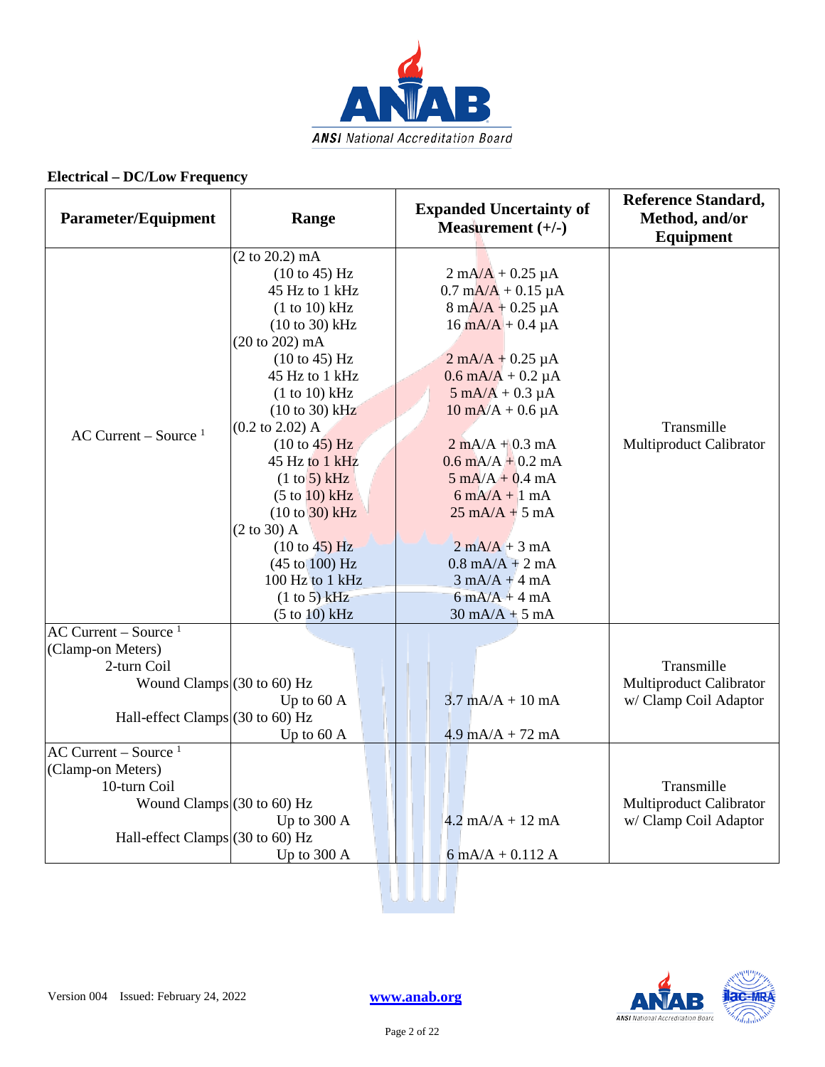## Electrical – DC/Low Frequency

| Parameter/Equipment | Range | Expanded Uncertainty of Measurement (+/-) | Reference Standard, Method, and/or Equipment |
|---|---|---|---|
| AC Current – Source [1] | (2 to 20.2) mA | | Transmille Multiproduct Calibrator |
| | (10 to 45) Hz | 2 mA/A + 0.25 µA | |
| | 45 Hz to 1 kHz | 0.7 mA/A + 0.15 µA | |
| | (1 to 10) kHz | 8 mA/A + 0.25 µA | |
| | (10 to 30) kHz | 16 mA/A + 0.4 µA | |
| | (20 to 202) mA | | |
| | (10 to 45) Hz | 2 mA/A + 0.25 µA | |
| | 45 Hz to 1 kHz | 0.6 mA/A + 0.2 µA | |
| | (1 to 10) kHz | 5 mA/A + 0.3 µA | |
| | (10 to 30) kHz | 10 mA/A + 0.6 µA | |
| | (0.2 to 2.02) A | | |
| | (10 to 45) Hz | 2 mA/A + 0.3 mA | |
| | 45 Hz to 1 kHz | 0.6 mA/A + 0.2 mA | |
| | (1 to 5) kHz | 5 mA/A + 0.4 mA | |
| | (5 to 10) kHz | 6 mA/A + 1 mA | |
| | (10 to 30) kHz | 25 mA/A + 5 mA | |
| | (2 to 30) A | | |
| | (10 to 45) Hz | 2 mA/A + 3 mA | |
| | (45 to 100) Hz | 0.8 mA/A + 2 mA | |
| | 100 Hz to 1 kHz | 3 mA/A + 4 mA | |
| | (1 to 5) kHz | 6 mA/A + 4 mA | |
| | (5 to 10) kHz | 30 mA/A + 5 mA | |
| AC Current – Source [1] (Clamp-on Meters) 2-turn Coil | | | Transmille Multiproduct Calibrator w/ Clamp Coil Adaptor |
| Wound Clamps | (30 to 60) Hz Up to 60 A | 3.7 mA/A + 10 mA | |
| Hall-effect Clamps | (30 to 60) Hz Up to 60 A | 4.9 mA/A + 72 mA | |
| AC Current – Source [1] (Clamp-on Meters) 10-turn Coil | | | Transmille Multiproduct Calibrator w/ Clamp Coil Adaptor |
| Wound Clamps | (30 to 60) Hz Up to 300 A | 4.2 mA/A + 12 mA | |
| Hall-effect Clamps | (30 to 60) Hz Up to 300 A | 6 mA/A + 0.112 A | |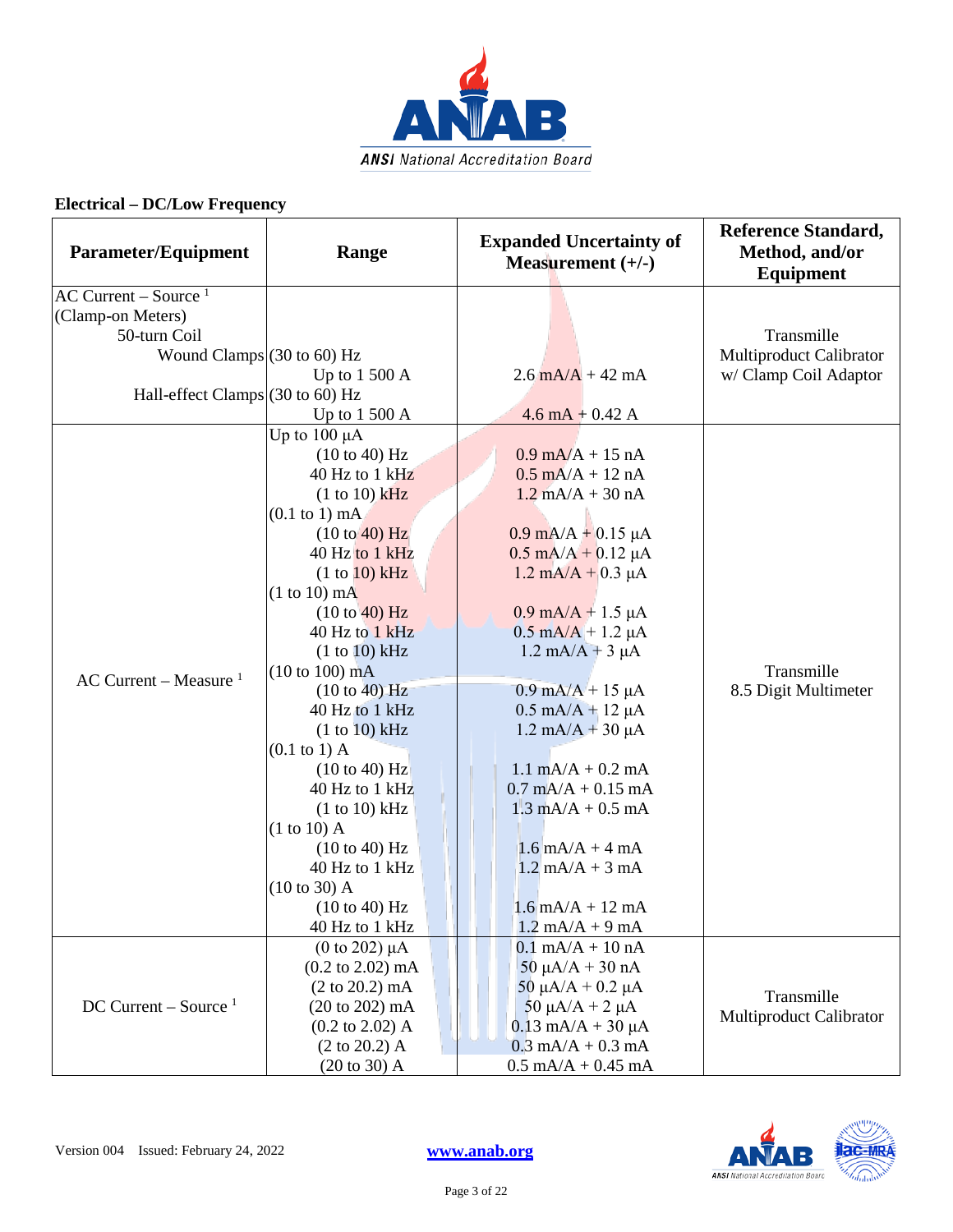**Electrical – DC/Low Frequency**

| Parameter/Equipment | Range | Expanded Uncertainty of Measurement (+/-) | Reference Standard, Method, and/or Equipment |
|---|---|---|---|
| AC Current – Source [1] (Clamp-on Meters) 50-turn Coil | | | Transmille Multiproduct Calibrator w/ Clamp Coil Adaptor |
| Wound Clamps | (30 to 60) Hz | | |
| | Up to 1 500 A | 2.6 mA/A + 42 mA | |
| Hall-effect Clamps | (30 to 60) Hz | | |
| | Up to 1 500 A | 4.6 mA + 0.42 A | |
| AC Current – Measure [1] | Up to 100 µA | | Transmille 8.5 Digit Multimeter |
| | (10 to 40) Hz | 0.9 mA/A + 15 nA | |
| | 40 Hz to 1 kHz | 0.5 mA/A + 12 nA | |
| | (1 to 10) kHz | 1.2 mA/A + 30 nA | |
| | (0.1 to 1) mA | | |
| | (10 to 40) Hz | 0.9 mA/A + 0.15 µA | |
| | 40 Hz to 1 kHz | 0.5 mA/A + 0.12 µA | |
| | (1 to 10) kHz | 1.2 mA/A + 0.3 µA | |
| | (1 to 10) mA | | |
| | (10 to 40) Hz | 0.9 mA/A + 1.5 µA | |
| | 40 Hz to 1 kHz | 0.5 mA/A + 1.2 µA | |
| | (1 to 10) kHz | 1.2 mA/A + 3 µA | |
| | (10 to 100) mA | | |
| | (10 to 40) Hz | 0.9 mA/A + 15 µA | |
| | 40 Hz to 1 kHz | 0.5 mA/A + 12 µA | |
| | (1 to 10) kHz | 1.2 mA/A + 30 µA | |
| | (0.1 to 1) A | | |
| | (10 to 40) Hz | 1.1 mA/A + 0.2 mA | |
| | 40 Hz to 1 kHz | 0.7 mA/A + 0.15 mA | |
| | (1 to 10) kHz | 1.3 mA/A + 0.5 mA | |
| | (1 to 10) A | | |
| | (10 to 40) Hz | 1.6 mA/A + 4 mA | |
| | 40 Hz to 1 kHz | 1.2 mA/A + 3 mA | |
| | (10 to 30) A | | |
| | (10 to 40) Hz | 1.6 mA/A + 12 mA | |
| | 40 Hz to 1 kHz | 1.2 mA/A + 9 mA | |
| DC Current – Source [1] | (0 to 202) µA | 0.1 mA/A + 10 nA | Transmille Multiproduct Calibrator |
| | (0.2 to 2.02) mA | 50 µA/A + 30 nA | |
| | (2 to 20.2) mA | 50 µA/A + 0.2 µA | |
| | (20 to 202) mA | 50 µA/A + 2 µA | |
| | (0.2 to 2.02) A | 0.13 mA/A + 30 µA | |
| | (2 to 20.2) A | 0.3 mA/A + 0.3 mA | |
| | (20 to 30) A | 0.5 mA/A + 0.45 mA | |

Version 004 Issued: February 24, 2022

www.anab.org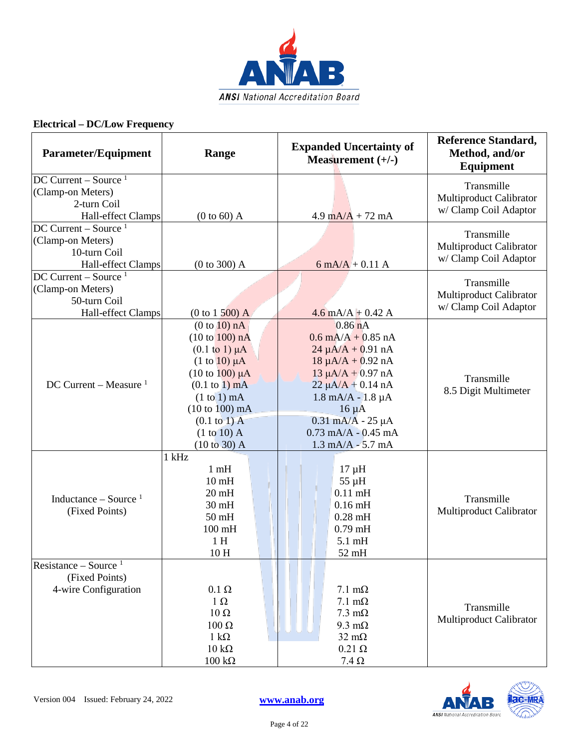**Electrical – DC/Low Frequency**

| Parameter/Equipment | Range | Expanded Uncertainty of Measurement (+/-) | Reference Standard, Method, and/or Equipment |
|---|---|---|---|
| DC Current – Source [1] (Clamp-on Meters) 2-turn Coil Hall-effect Clamps | (0 to 60) A | 4.9 mA/A + 72 mA | Transmille Multiproduct Calibrator w/ Clamp Coil Adaptor |
| DC Current – Source [1] (Clamp-on Meters) 10-turn Coil Hall-effect Clamps | (0 to 300) A | 6 mA/A + 0.11 A | Transmille Multiproduct Calibrator w/ Clamp Coil Adaptor |
| DC Current – Source [1] (Clamp-on Meters) 50-turn Coil Hall-effect Clamps | (0 to 1 500) A | 4.6 mA/A + 0.42 A | Transmille Multiproduct Calibrator w/ Clamp Coil Adaptor |
| DC Current – Measure [1] | (0 to 10) nA<br>(10 to 100) nA<br>(0.1 to 1) µA<br>(1 to 10) µA<br>(10 to 100) µA<br>(0.1 to 1) mA<br>(1 to 1) mA<br>(10 to 100) mA<br>(0.1 to 1) A<br>(1 to 10) A<br>(10 to 30) A | 0.86 nA<br>0.6 mA/A + 0.85 nA<br>24 µA/A + 0.91 nA<br>18 µA/A + 0.92 nA<br>13 µA/A + 0.97 nA<br>22 µA/A + 0.14 nA<br>1.8 mA/A - 1.8 µA<br>16 µA<br>0.31 mA/A - 25 µA<br>0.73 mA/A - 0.45 mA<br>1.3 mA/A - 5.7 mA | Transmille 8.5 Digit Multimeter |
| Inductance – Source [1] (Fixed Points) | 1 kHz<br>1 mH<br>10 mH<br>20 mH<br>30 mH<br>50 mH<br>100 mH<br>1 H<br>10 H | <br>17 µH<br>55 µH<br>0.11 mH<br>0.16 mH<br>0.28 mH<br>0.79 mH<br>5.1 mH<br>52 mH | Transmille Multiproduct Calibrator |
| Resistance – Source [1] (Fixed Points) 4-wire Configuration | 0.1 Ω<br>1 Ω<br>10 Ω<br>100 Ω<br>1 kΩ<br>10 kΩ<br>100 kΩ | 7.1 mΩ<br>7.1 mΩ<br>7.3 mΩ<br>9.3 mΩ<br>32 mΩ<br>0.21 Ω<br>7.4 Ω | Transmille Multiproduct Calibrator |

Version 004 Issued: February 24, 2022

www.anab.org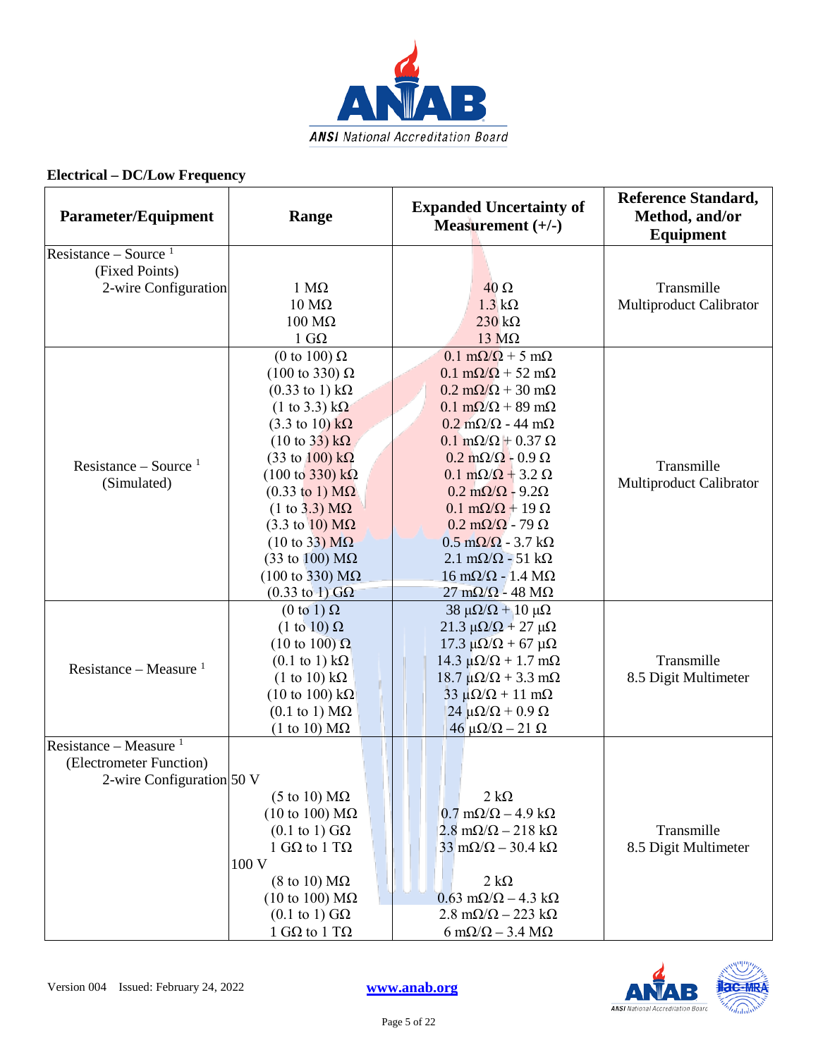## Electrical – DC/Low Frequency

| Parameter/Equipment | Range | Expanded Uncertainty of Measurement (+/-) | Reference Standard, Method, and/or Equipment |
|---|---|---|---|
| Resistance – Source [1] (Fixed Points) 2-wire Configuration | 1 MΩ<br>10 MΩ<br>100 MΩ<br>1 GΩ | 40 Ω<br>1.3 kΩ<br>230 kΩ<br>13 MΩ | Transmille Multiproduct Calibrator |
| Resistance – Source [1] (Simulated) | (0 to 100) Ω<br>(100 to 330) Ω<br>(0.33 to 1) kΩ<br>(1 to 3.3) kΩ<br>(3.3 to 10) kΩ<br>(10 to 33) kΩ<br>(33 to 100) kΩ<br>(100 to 330) kΩ<br>(0.33 to 1) MΩ<br>(1 to 3.3) MΩ<br>(3.3 to 10) MΩ<br>(10 to 33) MΩ<br>(33 to 100) MΩ<br>(100 to 330) MΩ<br>(0.33 to 1) GΩ | 0.1 mΩ/Ω + 5 mΩ<br>0.1 mΩ/Ω + 52 mΩ<br>0.2 mΩ/Ω + 30 mΩ<br>0.1 mΩ/Ω + 89 mΩ<br>0.2 mΩ/Ω - 44 mΩ<br>0.1 mΩ/Ω + 0.37 Ω<br>0.2 mΩ/Ω - 0.9 Ω<br>0.1 mΩ/Ω + 3.2 Ω<br>0.2 mΩ/Ω - 9.2Ω<br>0.1 mΩ/Ω + 19 Ω<br>0.2 mΩ/Ω - 79 Ω<br>0.5 mΩ/Ω - 3.7 kΩ<br>2.1 mΩ/Ω - 51 kΩ<br>16 mΩ/Ω - 1.4 MΩ<br>27 mΩ/Ω - 48 MΩ | Transmille Multiproduct Calibrator |
| Resistance – Measure [1] | (0 to 1) Ω<br>(1 to 10) Ω<br>(10 to 100) Ω<br>(0.1 to 1) kΩ<br>(1 to 10) kΩ<br>(10 to 100) kΩ<br>(0.1 to 1) MΩ<br>(1 to 10) MΩ | 38 µΩ/Ω + 10 µΩ<br>21.3 µΩ/Ω + 27 µΩ<br>17.3 µΩ/Ω + 67 µΩ<br>14.3 µΩ/Ω + 1.7 mΩ<br>18.7 µΩ/Ω + 3.3 mΩ<br>33 µΩ/Ω + 11 mΩ<br>24 µΩ/Ω + 0.9 Ω<br>46 µΩ/Ω – 21 Ω | Transmille 8.5 Digit Multimeter |
| Resistance – Measure [1] (Electrometer Function) 2-wire Configuration | 50 V<br>(5 to 10) MΩ<br>(10 to 100) MΩ<br>(0.1 to 1) GΩ<br>1 GΩ to 1 TΩ<br>100 V<br>(8 to 10) MΩ<br>(10 to 100) MΩ<br>(0.1 to 1) GΩ<br>1 GΩ to 1 TΩ | <br>2 kΩ<br>0.7 mΩ/Ω – 4.9 kΩ<br>2.8 mΩ/Ω – 218 kΩ<br>33 mΩ/Ω – 30.4 kΩ<br><br>2 kΩ<br>0.63 mΩ/Ω – 4.3 kΩ<br>2.8 mΩ/Ω – 223 kΩ<br>6 mΩ/Ω – 3.4 MΩ | Transmille 8.5 Digit Multimeter |

Version 004 Issued: February 24, 2022

www.anab.org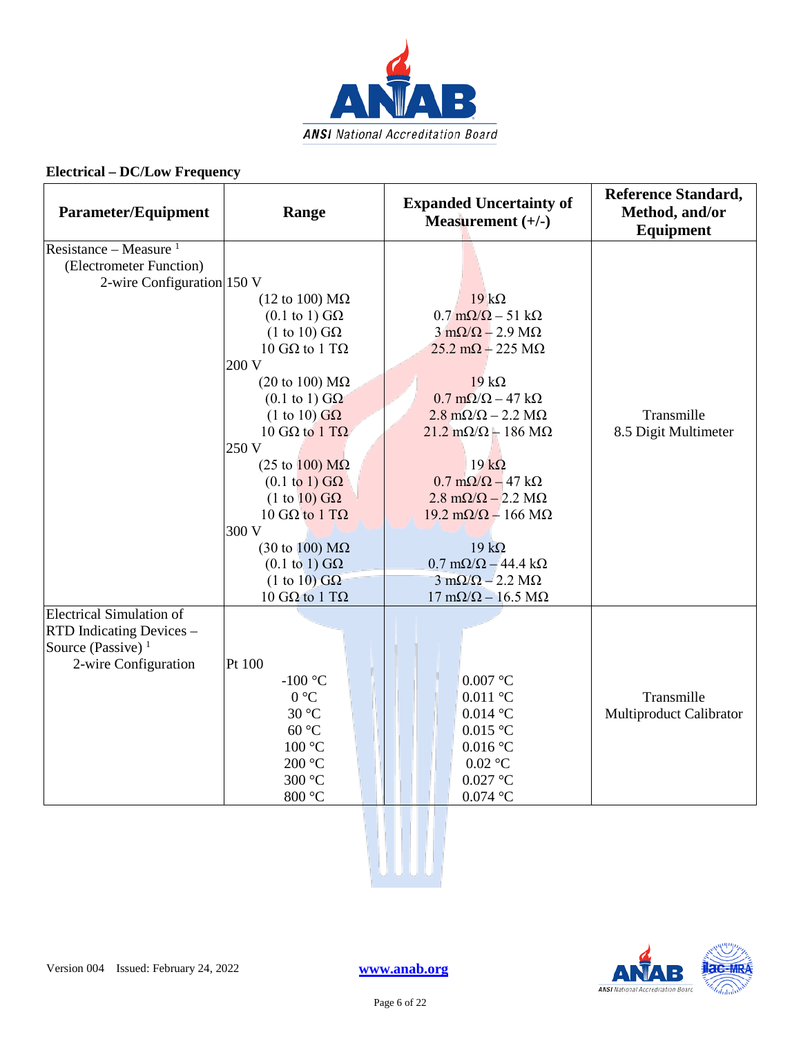## Electrical – DC/Low Frequency

| Parameter/Equipment | Range | Expanded Uncertainty of Measurement (+/-) | Reference Standard, Method, and/or Equipment |
|---|---|---|---|
| Resistance – Measure [1] (Electrometer Function) | | | |
| 2-wire Configuration | 150 V | | |
| | (12 to 100) MΩ | 19 kΩ | |
| | (0.1 to 1) GΩ | 0.7 mΩ/Ω – 51 kΩ | |
| | (1 to 10) GΩ | 3 mΩ/Ω – 2.9 MΩ | |
| | 10 GΩ to 1 TΩ | 25.2 mΩ – 225 MΩ | |
| | 200 V | | |
| | (20 to 100) MΩ | 19 kΩ | |
| | (0.1 to 1) GΩ | 0.7 mΩ/Ω – 47 kΩ | |
| | (1 to 10) GΩ | 2.8 mΩ/Ω – 2.2 MΩ | Transmille 8.5 Digit Multimeter |
| | 10 GΩ to 1 TΩ | 21.2 mΩ/Ω – 186 MΩ | |
| | 250 V | | |
| | (25 to 100) MΩ | 19 kΩ | |
| | (0.1 to 1) GΩ | 0.7 mΩ/Ω – 47 kΩ | |
| | (1 to 10) GΩ | 2.8 mΩ/Ω – 2.2 MΩ | |
| | 10 GΩ to 1 TΩ | 19.2 mΩ/Ω – 166 MΩ | |
| | 300 V | | |
| | (30 to 100) MΩ | 19 kΩ | |
| | (0.1 to 1) GΩ | 0.7 mΩ/Ω – 44.4 kΩ | |
| | (1 to 10) GΩ | 3 mΩ/Ω – 2.2 MΩ | |
| | 10 GΩ to 1 TΩ | 17 mΩ/Ω – 16.5 MΩ | |
| Electrical Simulation of RTD Indicating Devices – Source (Passive) [1] | | | |
| 2-wire Configuration | Pt 100 | | |
| | -100 °C | 0.007 °C | |
| | 0 °C | 0.011 °C | Transmille Multiproduct Calibrator |
| | 30 °C | 0.014 °C | |
| | 60 °C | 0.015 °C | |
| | 100 °C | 0.016 °C | |
| | 200 °C | 0.02 °C | |
| | 300 °C | 0.027 °C | |
| | 800 °C | 0.074 °C | |

Version 004 Issued: February 24, 2022 www.anab.org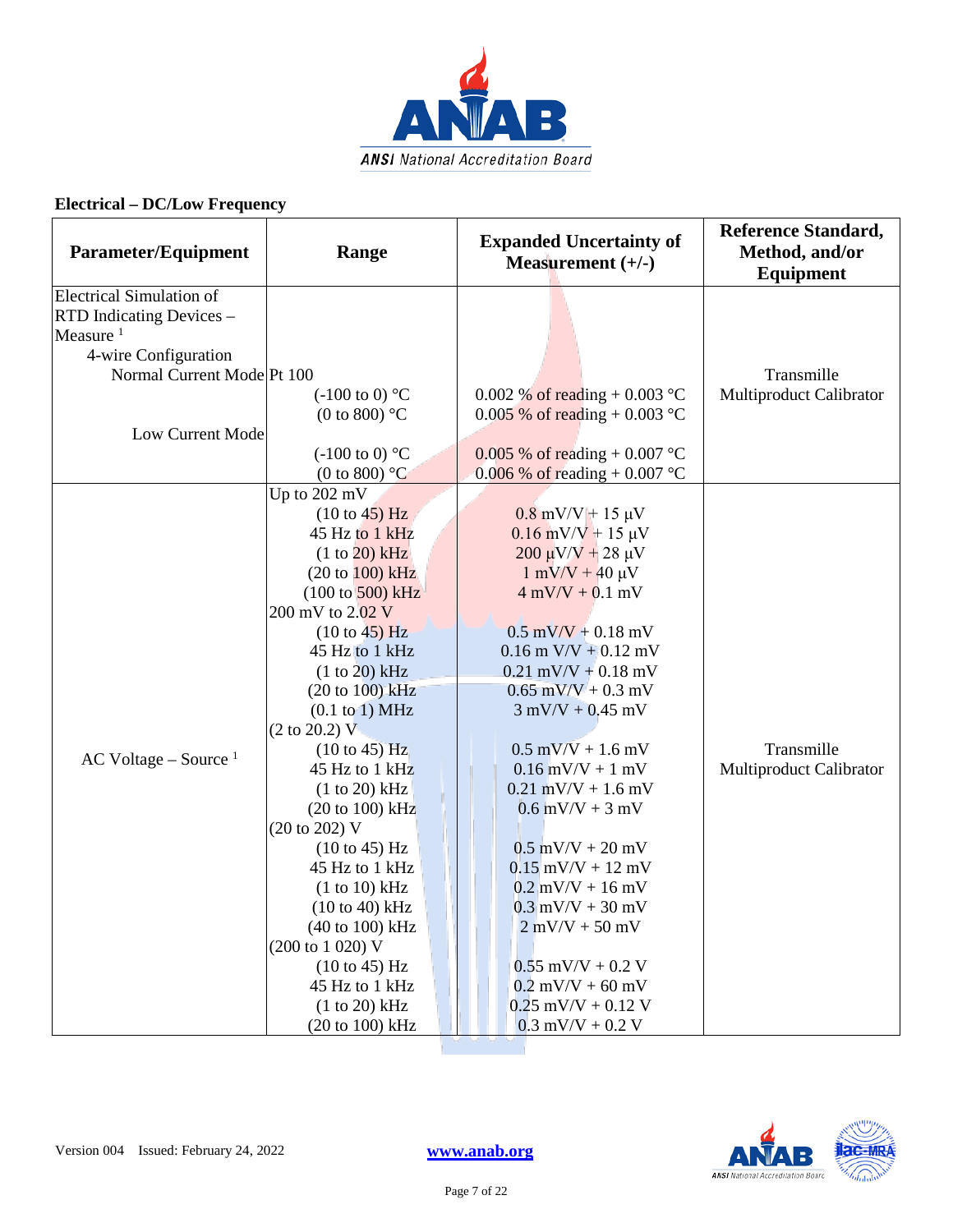## Electrical – DC/Low Frequency

| Parameter/Equipment | Range | Expanded Uncertainty of Measurement (+/-) | Reference Standard, Method, and/or Equipment |
|---|---|---|---|
| Electrical Simulation of RTD Indicating Devices – Measure [1] | | | |
| 4-wire Configuration | | | |
| Normal Current Mode | Pt 100 | | Transmille Multiproduct Calibrator |
| | (-100 to 0) °C | 0.002 % of reading + 0.003 °C | |
| | (0 to 800) °C | 0.005 % of reading + 0.003 °C | |
| Low Current Mode | | | |
| | (-100 to 0) °C | 0.005 % of reading + 0.007 °C | |
| | (0 to 800) °C | 0.006 % of reading + 0.007 °C | |
| AC Voltage – Source [1] | Up to 202 mV | | Transmille Multiproduct Calibrator |
| | (10 to 45) Hz | 0.8 mV/V + 15 µV | |
| | 45 Hz to 1 kHz | 0.16 mV/V + 15 µV | |
| | (1 to 20) kHz | 200 µV/V + 28 µV | |
| | (20 to 100) kHz | 1 mV/V + 40 µV | |
| | (100 to 500) kHz | 4 mV/V + 0.1 mV | |
| | 200 mV to 2.02 V | | |
| | (10 to 45) Hz | 0.5 mV/V + 0.18 mV | |
| | 45 Hz to 1 kHz | 0.16 m V/V + 0.12 mV | |
| | (1 to 20) kHz | 0.21 mV/V + 0.18 mV | |
| | (20 to 100) kHz | 0.65 mV/V + 0.3 mV | |
| | (0.1 to 1) MHz | 3 mV/V + 0.45 mV | |
| | (2 to 20.2) V | | |
| | (10 to 45) Hz | 0.5 mV/V + 1.6 mV | |
| | 45 Hz to 1 kHz | 0.16 mV/V + 1 mV | |
| | (1 to 20) kHz | 0.21 mV/V + 1.6 mV | |
| | (20 to 100) kHz | 0.6 mV/V + 3 mV | |
| | (20 to 202) V | | |
| | (10 to 45) Hz | 0.5 mV/V + 20 mV | |
| | 45 Hz to 1 kHz | 0.15 mV/V + 12 mV | |
| | (1 to 10) kHz | 0.2 mV/V + 16 mV | |
| | (10 to 40) kHz | 0.3 mV/V + 30 mV | |
| | (40 to 100) kHz | 2 mV/V + 50 mV | |
| | (200 to 1 020) V | | |
| | (10 to 45) Hz | 0.55 mV/V + 0.2 V | |
| | 45 Hz to 1 kHz | 0.2 mV/V + 60 mV | |
| | (1 to 20) kHz | 0.25 mV/V + 0.12 V | |
| | (20 to 100) kHz | 0.3 mV/V + 0.2 V | |

Version 004 Issued: February 24, 2022

www.anab.org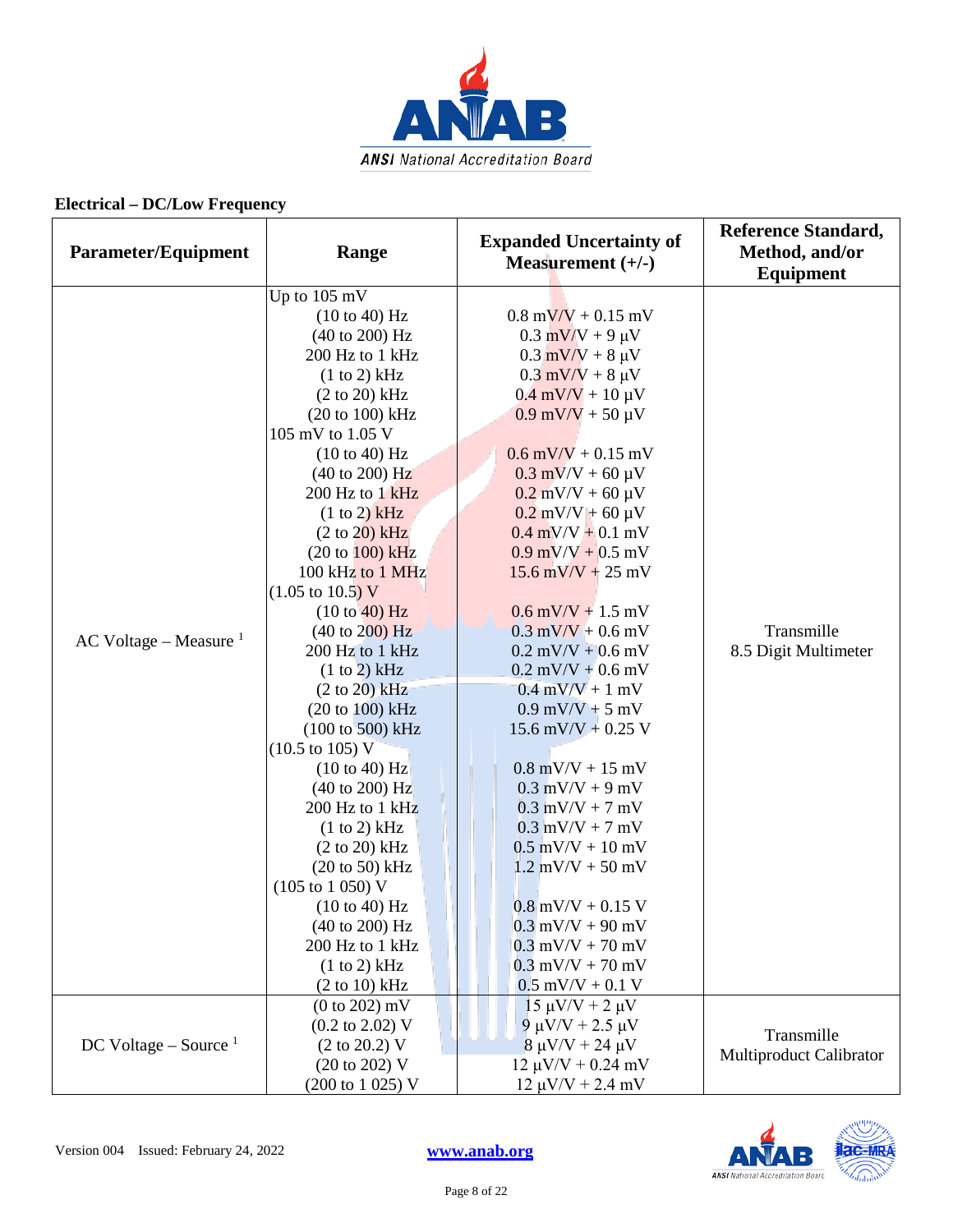**Electrical – DC/Low Frequency**

| Parameter/Equipment | Range | Expanded Uncertainty of Measurement (+/-) | Reference Standard, Method, and/or Equipment |
|---|---|---|---|
| AC Voltage – Measure [1] | Up to 105 mV | | Transmille 8.5 Digit Multimeter |
| | (10 to 40) Hz | 0.8 mV/V + 0.15 mV | |
| | (40 to 200) Hz | 0.3 mV/V + 9 µV | |
| | 200 Hz to 1 kHz | 0.3 mV/V + 8 µV | |
| | (1 to 2) kHz | 0.3 mV/V + 8 µV | |
| | (2 to 20) kHz | 0.4 mV/V + 10 µV | |
| | (20 to 100) kHz | 0.9 mV/V + 50 µV | |
| | 105 mV to 1.05 V | | |
| | (10 to 40) Hz | 0.6 mV/V + 0.15 mV | |
| | (40 to 200) Hz | 0.3 mV/V + 60 µV | |
| | 200 Hz to 1 kHz | 0.2 mV/V + 60 µV | |
| | (1 to 2) kHz | 0.2 mV/V + 60 µV | |
| | (2 to 20) kHz | 0.4 mV/V + 0.1 mV | |
| | (20 to 100) kHz | 0.9 mV/V + 0.5 mV | |
| | 100 kHz to 1 MHz | 15.6 mV/V + 25 mV | |
| | (1.05 to 10.5) V | | |
| | (10 to 40) Hz | 0.6 mV/V + 1.5 mV | |
| | (40 to 200) Hz | 0.3 mV/V + 0.6 mV | |
| | 200 Hz to 1 kHz | 0.2 mV/V + 0.6 mV | |
| | (1 to 2) kHz | 0.2 mV/V + 0.6 mV | |
| | (2 to 20) kHz | 0.4 mV/V + 1 mV | |
| | (20 to 100) kHz | 0.9 mV/V + 5 mV | |
| | (100 to 500) kHz | 15.6 mV/V + 0.25 V | |
| | (10.5 to 105) V | | |
| | (10 to 40) Hz | 0.8 mV/V + 15 mV | |
| | (40 to 200) Hz | 0.3 mV/V + 9 mV | |
| | 200 Hz to 1 kHz | 0.3 mV/V + 7 mV | |
| | (1 to 2) kHz | 0.3 mV/V + 7 mV | |
| | (2 to 20) kHz | 0.5 mV/V + 10 mV | |
| | (20 to 50) kHz | 1.2 mV/V + 50 mV | |
| | (105 to 1 050) V | | |
| | (10 to 40) Hz | 0.8 mV/V + 0.15 V | |
| | (40 to 200) Hz | 0.3 mV/V + 90 mV | |
| | 200 Hz to 1 kHz | 0.3 mV/V + 70 mV | |
| | (1 to 2) kHz | 0.3 mV/V + 70 mV | |
| | (2 to 10) kHz | 0.5 mV/V + 0.1 V | |
| DC Voltage – Source [1] | (0 to 202) mV | 15 µV/V + 2 µV | Transmille Multiproduct Calibrator |
| | (0.2 to 2.02) V | 9 µV/V + 2.5 µV | |
| | (2 to 20.2) V | 8 µV/V + 24 µV | |
| | (20 to 202) V | 12 µV/V + 0.24 mV | |
| | (200 to 1 025) V | 12 µV/V + 2.4 mV | |

Version 004 Issued: February 24, 2022 www.anab.org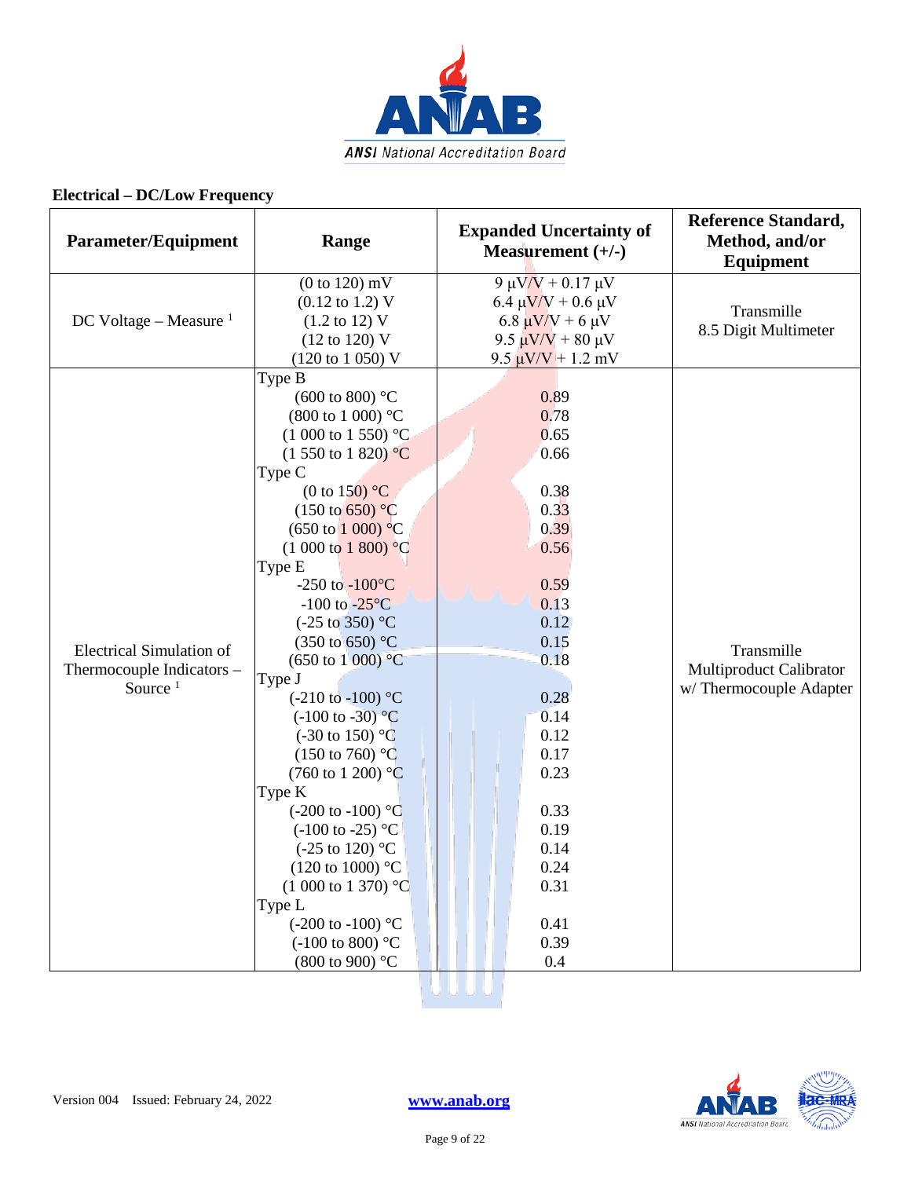## Electrical – DC/Low Frequency

| Parameter/Equipment | Range | Expanded Uncertainty of Measurement (+/-) | Reference Standard, Method, and/or Equipment |
|---|---|---|---|
| DC Voltage – Measure [1] | (0 to 120) mV<br>(0.12 to 1.2) V<br>(1.2 to 12) V<br>(12 to 120) V<br>(120 to 1 050) V | 9 µV/V + 0.17 µV<br>6.4 µV/V + 0.6 µV<br>6.8 µV/V + 6 µV<br>9.5 µV/V + 80 µV<br>9.5 µV/V + 1.2 mV | Transmille<br>8.5 Digit Multimeter |
| Electrical Simulation of Thermocouple Indicators – Source [1] | Type B<br>(600 to 800) °C<br>(800 to 1 000) °C<br>(1 000 to 1 550) °C<br>(1 550 to 1 820) °C<br>Type C<br>(0 to 150) °C<br>(150 to 650) °C<br>(650 to 1 000) °C<br>(1 000 to 1 800) °C<br>Type E<br>-250 to -100°C<br>-100 to -25°C<br>(-25 to 350) °C<br>(350 to 650) °C<br>(650 to 1 000) °C<br>Type J<br>(-210 to -100) °C<br>(-100 to -30) °C<br>(-30 to 150) °C<br>(150 to 760) °C<br>(760 to 1 200) °C<br>Type K<br>(-200 to -100) °C<br>(-100 to -25) °C<br>(-25 to 120) °C<br>(120 to 1000) °C<br>(1 000 to 1 370) °C<br>Type L<br>(-200 to -100) °C<br>(-100 to 800) °C<br>(800 to 900) °C | <br>0.89<br>0.78<br>0.65<br>0.66<br><br>0.38<br>0.33<br>0.39<br>0.56<br><br>0.59<br>0.13<br>0.12<br>0.15<br>0.18<br><br>0.28<br>0.14<br>0.12<br>0.17<br>0.23<br><br>0.33<br>0.19<br>0.14<br>0.24<br>0.31<br><br>0.41<br>0.39<br>0.4 | Transmille<br>Multiproduct Calibrator<br>w/ Thermocouple Adapter |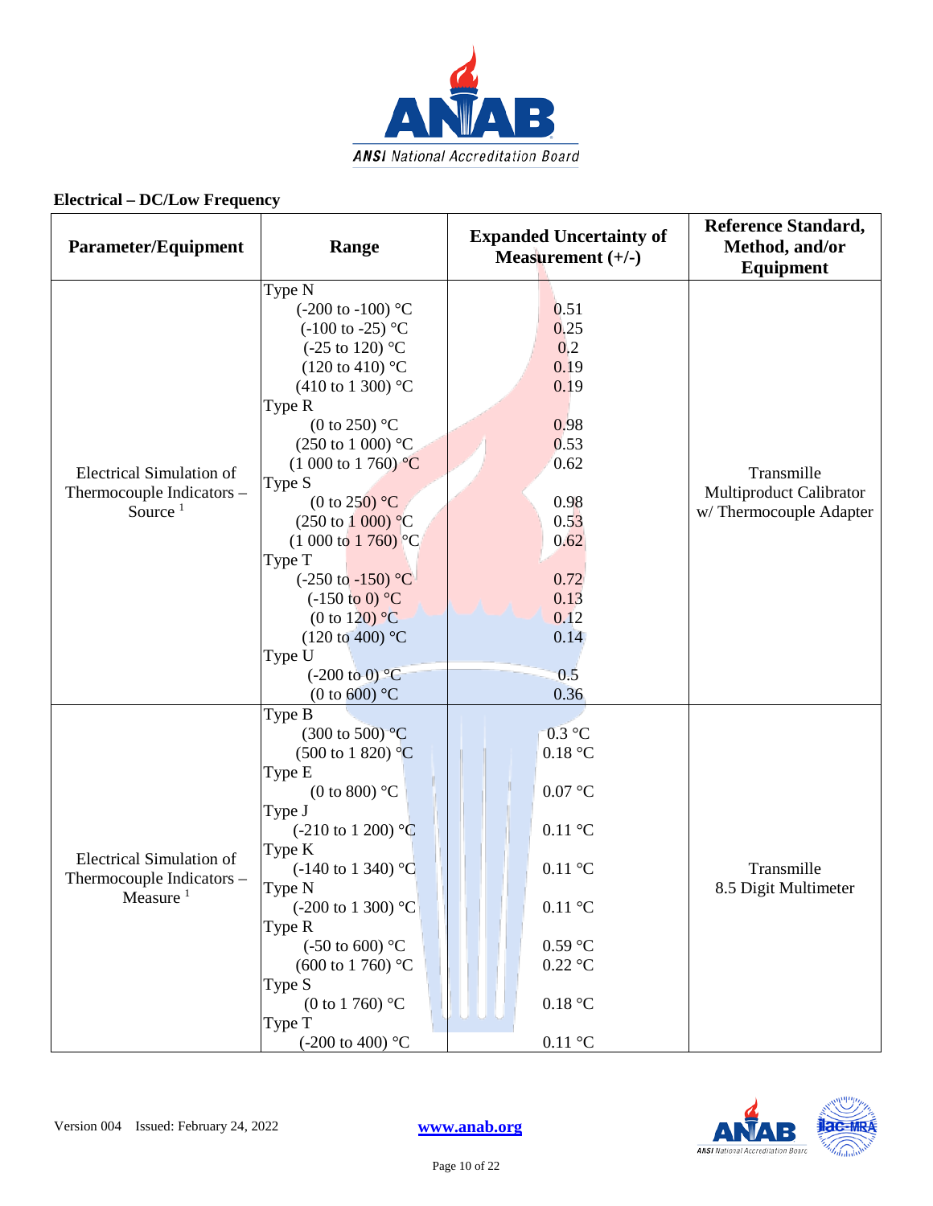## Electrical – DC/Low Frequency

| Parameter/Equipment | Range | Expanded Uncertainty of Measurement (+/-) | Reference Standard, Method, and/or Equipment |
|---|---|---|---|
| Electrical Simulation of Thermocouple Indicators – Source [1] | Type N<br>(-200 to -100) °C<br>(-100 to -25) °C<br>(-25 to 120) °C<br>(120 to 410) °C<br>(410 to 1 300) °C<br>Type R<br>(0 to 250) °C<br>(250 to 1 000) °C<br>(1 000 to 1 760) °C<br>Type S<br>(0 to 250) °C<br>(250 to 1 000) °C<br>(1 000 to 1 760) °C<br>Type T<br>(-250 to -150) °C<br>(-150 to 0) °C<br>(0 to 120) °C<br>(120 to 400) °C<br>Type U<br>(-200 to 0) °C<br>(0 to 600) °C | <br>0.51<br>0.25<br>0.2<br>0.19<br>0.19<br><br>0.98<br>0.53<br>0.62<br><br>0.98<br>0.53<br>0.62<br><br>0.72<br>0.13<br>0.12<br>0.14<br><br>0.5<br>0.36 | Transmille Multiproduct Calibrator w/ Thermocouple Adapter |
| Electrical Simulation of Thermocouple Indicators – Measure [1] | Type B<br>(300 to 500) °C<br>(500 to 1 820) °C<br>Type E<br>(0 to 800) °C<br>Type J<br>(-210 to 1 200) °C<br>Type K<br>(-140 to 1 340) °C<br>Type N<br>(-200 to 1 300) °C<br>Type R<br>(-50 to 600) °C<br>(600 to 1 760) °C<br>Type S<br>(0 to 1 760) °C<br>Type T<br>(-200 to 400) °C | <br>0.3 °C<br>0.18 °C<br><br>0.07 °C<br><br>0.11 °C<br><br>0.11 °C<br><br>0.11 °C<br><br>0.59 °C<br>0.22 °C<br><br>0.18 °C<br><br>0.11 °C | Transmille 8.5 Digit Multimeter |

Version 004 Issued: February 24, 2022 www.anab.org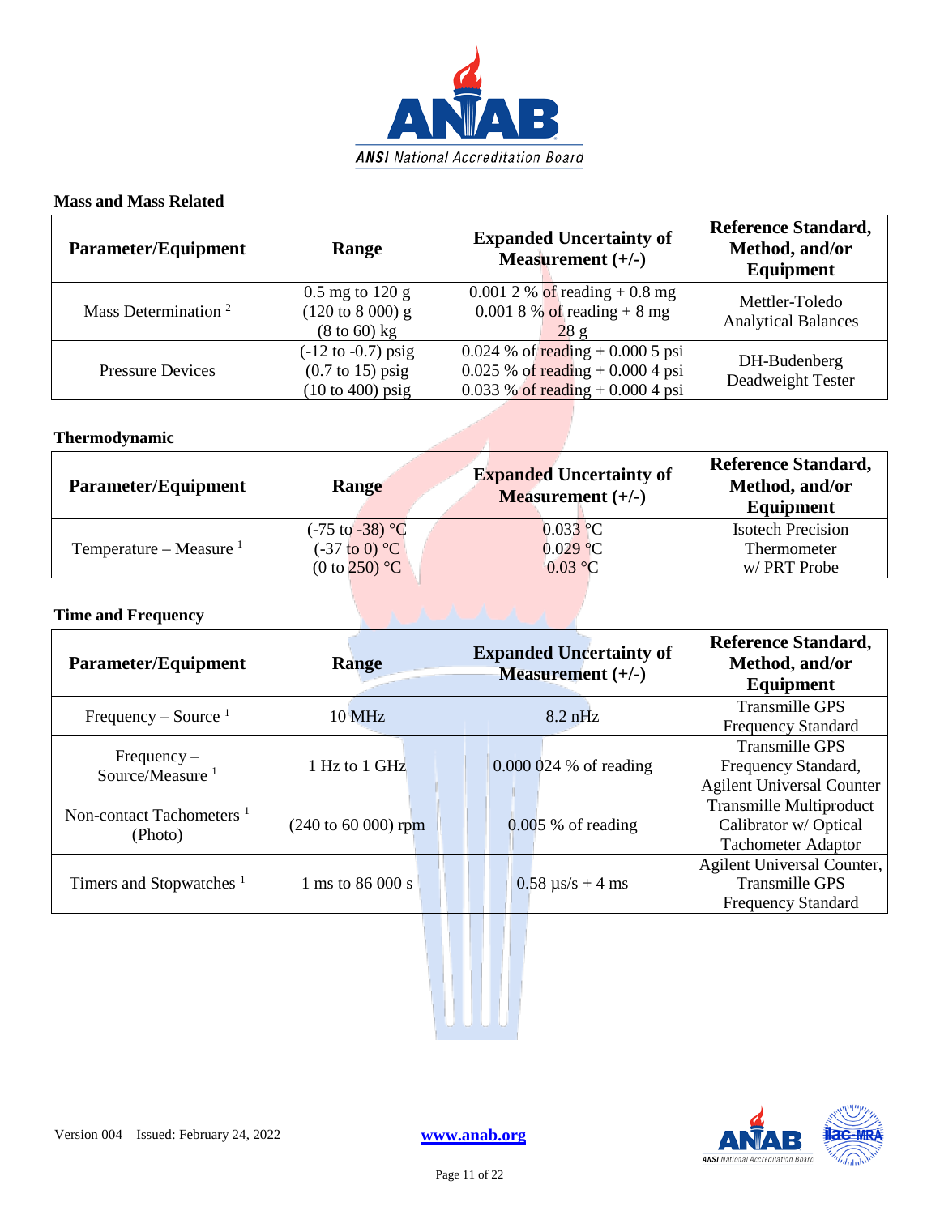### Mass and Mass Related

| Parameter/Equipment | Range | Expanded Uncertainty of Measurement (+/-) | Reference Standard, Method, and/or Equipment |
|---|---|---|---|
| Mass Determination [2] | 0.5 mg to 120 g<br>(120 to 8 000) g<br>(8 to 60) kg | 0.001 2 % of reading + 0.8 mg<br>0.001 8 % of reading + 8 mg<br>28 g | Mettler-Toledo Analytical Balances |
| Pressure Devices | (-12 to -0.7) psig<br>(0.7 to 15) psig<br>(10 to 400) psig | 0.024 % of reading + 0.000 5 psi<br>0.025 % of reading + 0.000 4 psi<br>0.033 % of reading + 0.000 4 psi | DH-Budenberg Deadweight Tester |

### Thermodynamic

| Parameter/Equipment | Range | Expanded Uncertainty of Measurement (+/-) | Reference Standard, Method, and/or Equipment |
|---|---|---|---|
| Temperature – Measure [1] | (-75 to -38) °C<br>(-37 to 0) °C<br>(0 to 250) °C | 0.033 °C<br>0.029 °C<br>0.03 °C | Isotech Precision Thermometer w/ PRT Probe |

### Time and Frequency

| Parameter/Equipment | Range | Expanded Uncertainty of Measurement (+/-) | Reference Standard, Method, and/or Equipment |
|---|---|---|---|
| Frequency – Source [1] | 10 MHz | 8.2 nHz | Transmille GPS Frequency Standard |
| Frequency – Source/Measure [1] | 1 Hz to 1 GHz | 0.000 024 % of reading | Transmille GPS Frequency Standard, Agilent Universal Counter |
| Non-contact Tachometers [1] (Photo) | (240 to 60 000) rpm | 0.005 % of reading | Transmille Multiproduct Calibrator w/ Optical Tachometer Adaptor |
| Timers and Stopwatches [1] | 1 ms to 86 000 s | 0.58 µs/s + 4 ms | Agilent Universal Counter, Transmille GPS Frequency Standard |

Version 004 Issued: February 24, 2022

www.anab.org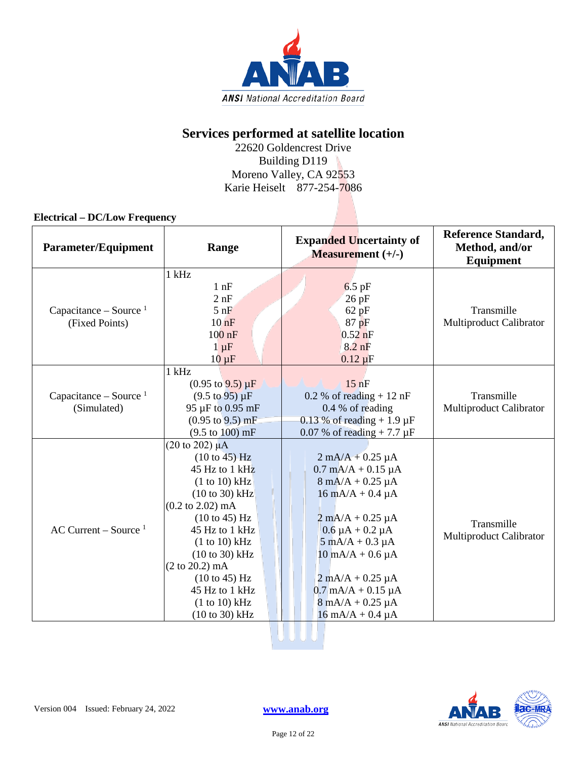# Services performed at satellite location

22620 Goldencrest Drive
Building D119
Moreno Valley, CA 92553
Karie Heiselt 877-254-7086

**Electrical – DC/Low Frequency**

| Parameter/Equipment | Range | Expanded Uncertainty of Measurement (+/-) | Reference Standard, Method, and/or Equipment |
|---|---|---|---|
| Capacitance – Source [1] (Fixed Points) | 1 kHz<br>1 nF<br>2 nF<br>5 nF<br>10 nF<br>100 nF<br>1 µF<br>10 µF | <br>6.5 pF<br>26 pF<br>62 pF<br>87 pF<br>0.52 nF<br>8.2 nF<br>0.12 µF | Transmille Multiproduct Calibrator |
| Capacitance – Source [1] (Simulated) | 1 kHz<br>(0.95 to 9.5) µF<br>(9.5 to 95) µF<br>95 µF to 0.95 mF<br>(0.95 to 9.5) mF<br>(9.5 to 100) mF | <br>15 nF<br>0.2 % of reading + 12 nF<br>0.4 % of reading<br>0.13 % of reading + 1.9 µF<br>0.07 % of reading + 7.7 µF | Transmille Multiproduct Calibrator |
| AC Current – Source [1] | (20 to 202) µA<br>(10 to 45) Hz<br>45 Hz to 1 kHz<br>(1 to 10) kHz<br>(10 to 30) kHz<br>(0.2 to 2.02) mA<br>(10 to 45) Hz<br>45 Hz to 1 kHz<br>(1 to 10) kHz<br>(10 to 30) kHz<br>(2 to 20.2) mA<br>(10 to 45) Hz<br>45 Hz to 1 kHz<br>(1 to 10) kHz<br>(10 to 30) kHz | <br>2 mA/A + 0.25 µA<br>0.7 mA/A + 0.15 µA<br>8 mA/A + 0.25 µA<br>16 mA/A + 0.4 µA<br><br>2 mA/A + 0.25 µA<br>0.6 µA + 0.2 µA<br>5 mA/A + 0.3 µA<br>10 mA/A + 0.6 µA<br><br>2 mA/A + 0.25 µA<br>0.7 mA/A + 0.15 µA<br>8 mA/A + 0.25 µA<br>16 mA/A + 0.4 µA | Transmille Multiproduct Calibrator |

Version 004 Issued: February 24, 2022

www.anab.org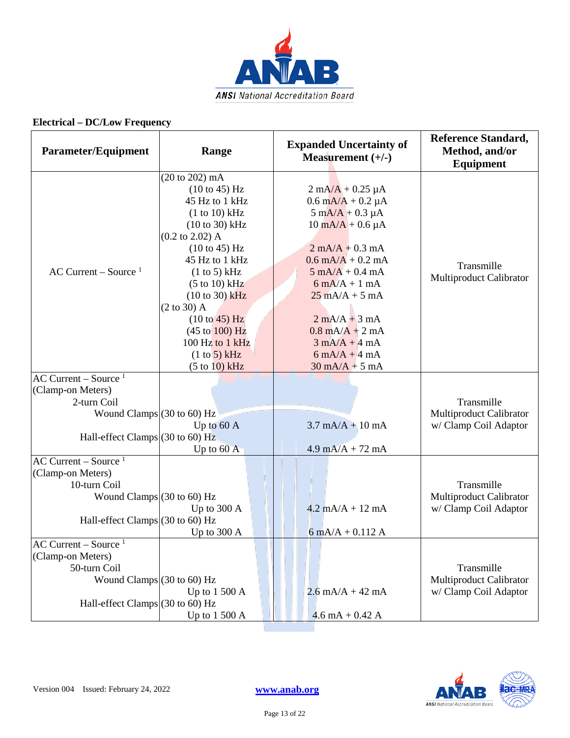## Electrical – DC/Low Frequency

| Parameter/Equipment | Range | Expanded Uncertainty of Measurement (+/-) | Reference Standard, Method, and/or Equipment |
|---|---|---|---|
| AC Current – Source [1] | (20 to 202) mA | | Transmille Multiproduct Calibrator |
| | (10 to 45) Hz | 2 mA/A + 0.25 µA | |
| | 45 Hz to 1 kHz | 0.6 mA/A + 0.2 µA | |
| | (1 to 10) kHz | 5 mA/A + 0.3 µA | |
| | (10 to 30) kHz | 10 mA/A + 0.6 µA | |
| | (0.2 to 2.02) A | | |
| | (10 to 45) Hz | 2 mA/A + 0.3 mA | |
| | 45 Hz to 1 kHz | 0.6 mA/A + 0.2 mA | |
| | (1 to 5) kHz | 5 mA/A + 0.4 mA | |
| | (5 to 10) kHz | 6 mA/A + 1 mA | |
| | (10 to 30) kHz | 25 mA/A + 5 mA | |
| | (2 to 30) A | | |
| | (10 to 45) Hz | 2 mA/A + 3 mA | |
| | (45 to 100) Hz | 0.8 mA/A + 2 mA | |
| | 100 Hz to 1 kHz | 3 mA/A + 4 mA | |
| | (1 to 5) kHz | 6 mA/A + 4 mA | |
| | (5 to 10) kHz | 30 mA/A + 5 mA | |
| AC Current – Source [1] (Clamp-on Meters) 2-turn Coil | | | Transmille Multiproduct Calibrator w/ Clamp Coil Adaptor |
| Wound Clamps | (30 to 60) Hz Up to 60 A | 3.7 mA/A + 10 mA | |
| Hall-effect Clamps | (30 to 60) Hz Up to 60 A | 4.9 mA/A + 72 mA | |
| AC Current – Source [1] (Clamp-on Meters) 10-turn Coil | | | Transmille Multiproduct Calibrator w/ Clamp Coil Adaptor |
| Wound Clamps | (30 to 60) Hz Up to 300 A | 4.2 mA/A + 12 mA | |
| Hall-effect Clamps | (30 to 60) Hz Up to 300 A | 6 mA/A + 0.112 A | |
| AC Current – Source [1] (Clamp-on Meters) 50-turn Coil | | | Transmille Multiproduct Calibrator w/ Clamp Coil Adaptor |
| Wound Clamps | (30 to 60) Hz Up to 1 500 A | 2.6 mA/A + 42 mA | |
| Hall-effect Clamps | (30 to 60) Hz Up to 1 500 A | 4.6 mA + 0.42 A | |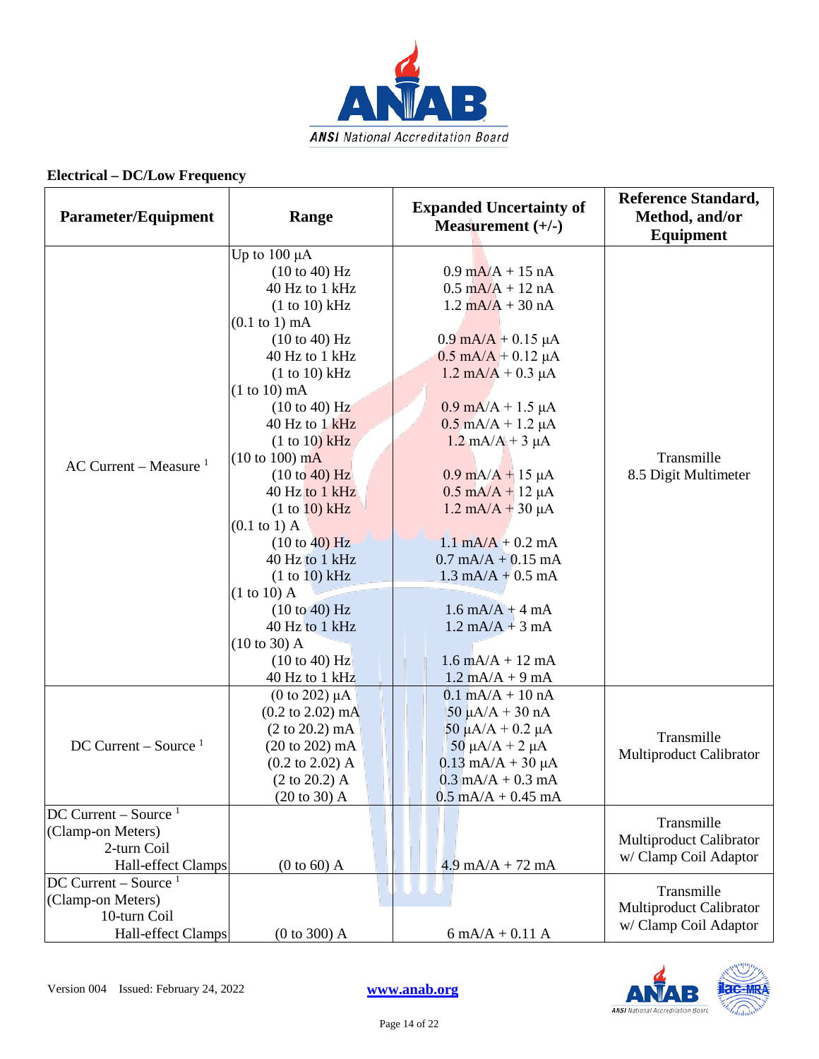**Electrical – DC/Low Frequency**

| Parameter/Equipment | Range | Expanded Uncertainty of Measurement (+/-) | Reference Standard, Method, and/or Equipment |
|---|---|---|---|
| AC Current – Measure [1] | Up to 100 µA | | Transmille 8.5 Digit Multimeter |
| | (10 to 40) Hz | 0.9 mA/A + 15 nA | |
| | 40 Hz to 1 kHz | 0.5 mA/A + 12 nA | |
| | (1 to 10) kHz | 1.2 mA/A + 30 nA | |
| | (0.1 to 1) mA | | |
| | (10 to 40) Hz | 0.9 mA/A + 0.15 µA | |
| | 40 Hz to 1 kHz | 0.5 mA/A + 0.12 µA | |
| | (1 to 10) kHz | 1.2 mA/A + 0.3 µA | |
| | (1 to 10) mA | | |
| | (10 to 40) Hz | 0.9 mA/A + 1.5 µA | |
| | 40 Hz to 1 kHz | 0.5 mA/A + 1.2 µA | |
| | (1 to 10) kHz | 1.2 mA/A + 3 µA | |
| | (10 to 100) mA | | |
| | (10 to 40) Hz | 0.9 mA/A + 15 µA | |
| | 40 Hz to 1 kHz | 0.5 mA/A + 12 µA | |
| | (1 to 10) kHz | 1.2 mA/A + 30 µA | |
| | (0.1 to 1) A | | |
| | (10 to 40) Hz | 1.1 mA/A + 0.2 mA | |
| | 40 Hz to 1 kHz | 0.7 mA/A + 0.15 mA | |
| | (1 to 10) kHz | 1.3 mA/A + 0.5 mA | |
| | (1 to 10) A | | |
| | (10 to 40) Hz | 1.6 mA/A + 4 mA | |
| | 40 Hz to 1 kHz | 1.2 mA/A + 3 mA | |
| | (10 to 30) A | | |
| | (10 to 40) Hz | 1.6 mA/A + 12 mA | |
| | 40 Hz to 1 kHz | 1.2 mA/A + 9 mA | |
| DC Current – Source [1] | (0 to 202) µA | 0.1 mA/A + 10 nA | Transmille Multiproduct Calibrator |
| | (0.2 to 2.02) mA | 50 µA/A + 30 nA | |
| | (2 to 20.2) mA | 50 µA/A + 0.2 µA | |
| | (20 to 202) mA | 50 µA/A + 2 µA | |
| | (0.2 to 2.02) A | 0.13 mA/A + 30 µA | |
| | (2 to 20.2) A | 0.3 mA/A + 0.3 mA | |
| | (20 to 30) A | 0.5 mA/A + 0.45 mA | |
| DC Current – Source [1] (Clamp-on Meters) 2-turn Coil Hall-effect Clamps | (0 to 60) A | 4.9 mA/A + 72 mA | Transmille Multiproduct Calibrator w/ Clamp Coil Adaptor |
| DC Current – Source [1] (Clamp-on Meters) 10-turn Coil Hall-effect Clamps | (0 to 300) A | 6 mA/A + 0.11 A | Transmille Multiproduct Calibrator w/ Clamp Coil Adaptor |

Version 004 Issued: February 24, 2022

www.anab.org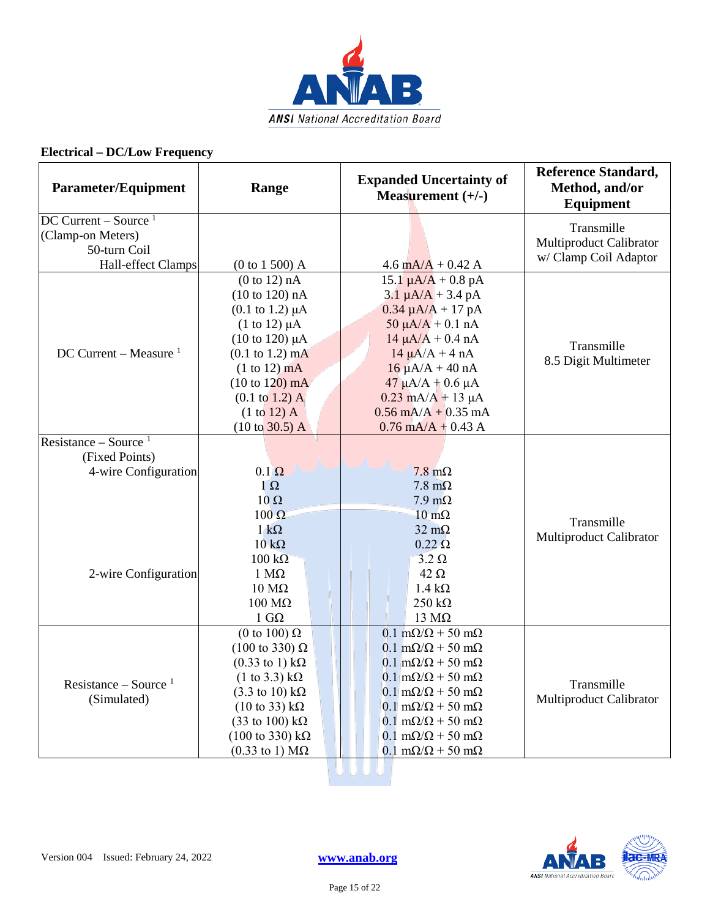## Electrical – DC/Low Frequency

| Parameter/Equipment | Range | Expanded Uncertainty of Measurement (+/-) | Reference Standard, Method, and/or Equipment |
|---|---|---|---|
| DC Current – Source [1] (Clamp-on Meters) 50-turn Coil Hall-effect Clamps | (0 to 1 500) A | 4.6 mA/A + 0.42 A | Transmille Multiproduct Calibrator w/ Clamp Coil Adaptor |
| DC Current – Measure [1] | (0 to 12) nA | 15.1 µA/A + 0.8 pA | Transmille 8.5 Digit Multimeter |
| | (10 to 120) nA | 3.1 µA/A + 3.4 pA | |
| | (0.1 to 1.2) µA | 0.34 µA/A + 17 pA | |
| | (1 to 12) µA | 50 µA/A + 0.1 nA | |
| | (10 to 120) µA | 14 µA/A + 0.4 nA | |
| | (0.1 to 1.2) mA | 14 µA/A + 4 nA | |
| | (1 to 12) mA | 16 µA/A + 40 nA | |
| | (10 to 120) mA | 47 µA/A + 0.6 µA | |
| | (0.1 to 1.2) A | 0.23 mA/A + 13 µA | |
| | (1 to 12) A | 0.56 mA/A + 0.35 mA | |
| | (10 to 30.5) A | 0.76 mA/A + 0.43 A | |
| Resistance – Source [1] (Fixed Points) 4-wire Configuration | 0.1 Ω | 7.8 mΩ | Transmille Multiproduct Calibrator |
| | 1 Ω | 7.8 mΩ | |
| | 10 Ω | 7.9 mΩ | |
| | 100 Ω | 10 mΩ | |
| | 1 kΩ | 32 mΩ | |
| | 10 kΩ | 0.22 Ω | |
| | 100 kΩ | 3.2 Ω | |
| 2-wire Configuration | 1 MΩ | 42 Ω | |
| | 10 MΩ | 1.4 kΩ | |
| | 100 MΩ | 250 kΩ | |
| | 1 GΩ | 13 MΩ | |
| Resistance – Source [1] (Simulated) | (0 to 100) Ω | 0.1 mΩ/Ω + 50 mΩ | Transmille Multiproduct Calibrator |
| | (100 to 330) Ω | 0.1 mΩ/Ω + 50 mΩ | |
| | (0.33 to 1) kΩ | 0.1 mΩ/Ω + 50 mΩ | |
| | (1 to 3.3) kΩ | 0.1 mΩ/Ω + 50 mΩ | |
| | (3.3 to 10) kΩ | 0.1 mΩ/Ω + 50 mΩ | |
| | (10 to 33) kΩ | 0.1 mΩ/Ω + 50 mΩ | |
| | (33 to 100) kΩ | 0.1 mΩ/Ω + 50 mΩ | |
| | (100 to 330) kΩ | 0.1 mΩ/Ω + 50 mΩ | |
| | (0.33 to 1) MΩ | 0.1 mΩ/Ω + 50 mΩ | |

Version 004 Issued: February 24, 2022

www.anab.org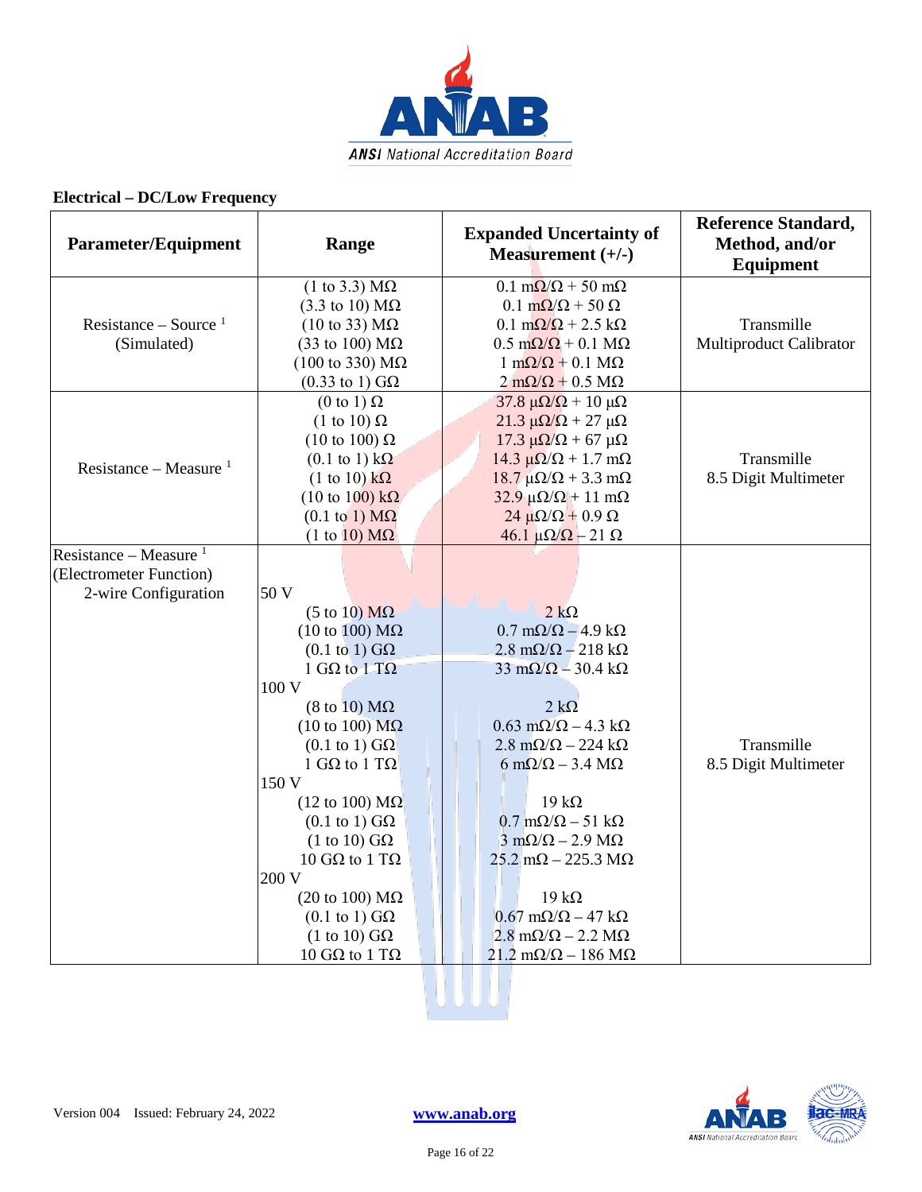**Electrical – DC/Low Frequency**

| Parameter/Equipment | Range | Expanded Uncertainty of Measurement (+/-) | Reference Standard, Method, and/or Equipment |
|---|---|---|---|
| Resistance – Source [1] (Simulated) | (1 to 3.3) MΩ<br>(3.3 to 10) MΩ<br>(10 to 33) MΩ<br>(33 to 100) MΩ<br>(100 to 330) MΩ<br>(0.33 to 1) GΩ | 0.1 mΩ/Ω + 50 mΩ<br>0.1 mΩ/Ω + 50 Ω<br>0.1 mΩ/Ω + 2.5 kΩ<br>0.5 mΩ/Ω + 0.1 MΩ<br>1 mΩ/Ω + 0.1 MΩ<br>2 mΩ/Ω + 0.5 MΩ | Transmille Multiproduct Calibrator |
| Resistance – Measure [1] | (0 to 1) Ω<br>(1 to 10) Ω<br>(10 to 100) Ω<br>(0.1 to 1) kΩ<br>(1 to 10) kΩ<br>(10 to 100) kΩ<br>(0.1 to 1) MΩ<br>(1 to 10) MΩ | 37.8 µΩ/Ω + 10 µΩ<br>21.3 µΩ/Ω + 27 µΩ<br>17.3 µΩ/Ω + 67 µΩ<br>14.3 µΩ/Ω + 1.7 mΩ<br>18.7 µΩ/Ω + 3.3 mΩ<br>32.9 µΩ/Ω + 11 mΩ<br>24 µΩ/Ω + 0.9 Ω<br>46.1 µΩ/Ω – 21 Ω | Transmille 8.5 Digit Multimeter |
| Resistance – Measure [1] (Electrometer Function) 2-wire Configuration | 50 V<br>(5 to 10) MΩ<br>(10 to 100) MΩ<br>(0.1 to 1) GΩ<br>1 GΩ to 1 TΩ<br>100 V<br>(8 to 10) MΩ<br>(10 to 100) MΩ<br>(0.1 to 1) GΩ<br>1 GΩ to 1 TΩ<br>150 V<br>(12 to 100) MΩ<br>(0.1 to 1) GΩ<br>(1 to 10) GΩ<br>10 GΩ to 1 TΩ<br>200 V<br>(20 to 100) MΩ<br>(0.1 to 1) GΩ<br>(1 to 10) GΩ<br>10 GΩ to 1 TΩ | <br>2 kΩ<br>0.7 mΩ/Ω – 4.9 kΩ<br>2.8 mΩ/Ω – 218 kΩ<br>33 mΩ/Ω – 30.4 kΩ<br><br>2 kΩ<br>0.63 mΩ/Ω – 4.3 kΩ<br>2.8 mΩ/Ω – 224 kΩ<br>6 mΩ/Ω – 3.4 MΩ<br><br>19 kΩ<br>0.7 mΩ/Ω – 51 kΩ<br>3 mΩ/Ω – 2.9 MΩ<br>25.2 mΩ – 225.3 MΩ<br><br>19 kΩ<br>0.67 mΩ/Ω – 47 kΩ<br>2.8 mΩ/Ω – 2.2 MΩ<br>21.2 mΩ/Ω – 186 MΩ | Transmille 8.5 Digit Multimeter |

Version 004 Issued: February 24, 2022

www.anab.org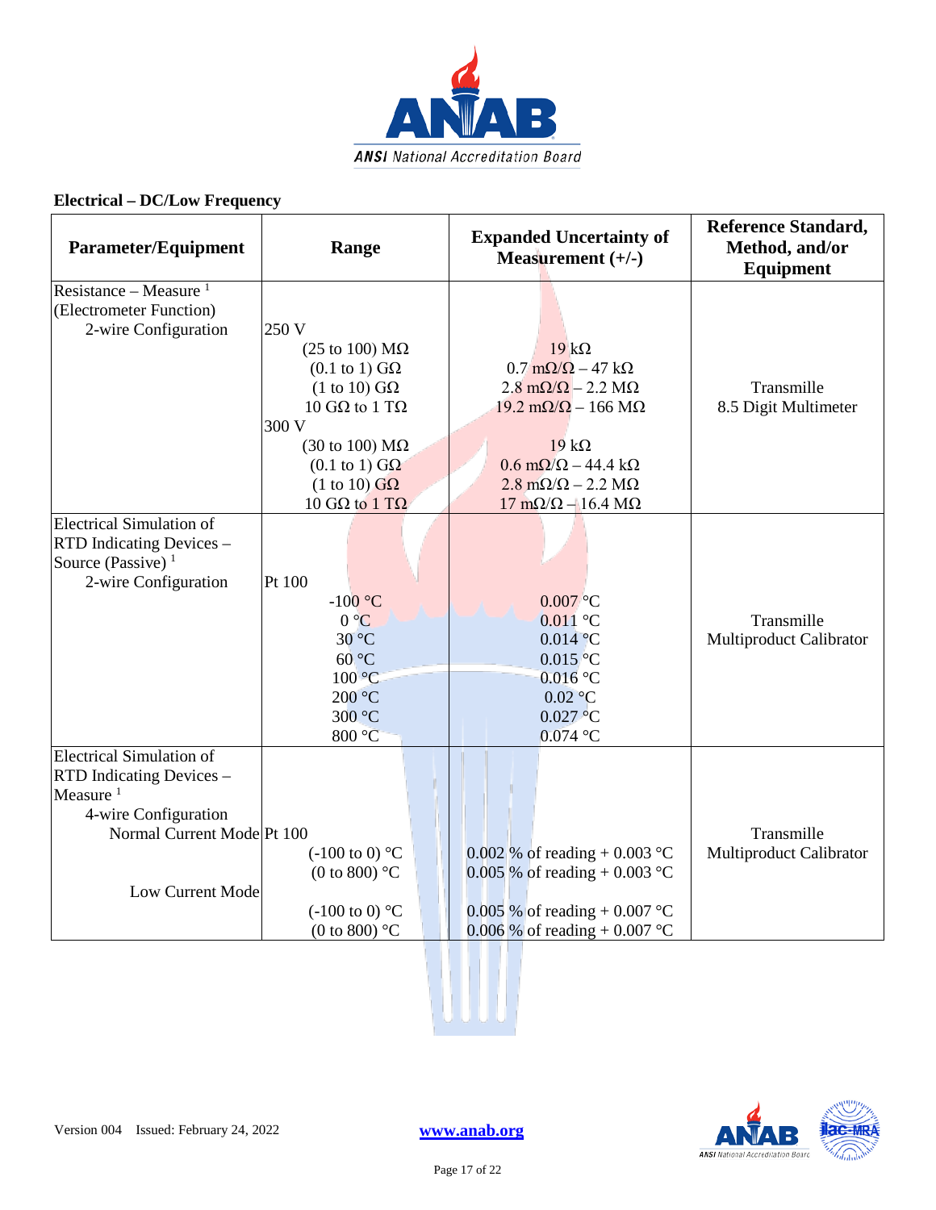### Electrical – DC/Low Frequency

| Parameter/Equipment | Range | Expanded Uncertainty of Measurement (+/-) | Reference Standard, Method, and/or Equipment |
|---|---|---|---|
| Resistance – Measure [1] (Electrometer Function) 2-wire Configuration | 250 V<br>(25 to 100) MΩ<br>(0.1 to 1) GΩ<br>(1 to 10) GΩ<br>10 GΩ to 1 TΩ<br>300 V<br>(30 to 100) MΩ<br>(0.1 to 1) GΩ<br>(1 to 10) GΩ<br>10 GΩ to 1 TΩ | <br>19 kΩ<br>0.7 mΩ/Ω – 47 kΩ<br>2.8 mΩ/Ω – 2.2 MΩ<br>19.2 mΩ/Ω – 166 MΩ<br><br>19 kΩ<br>0.6 mΩ/Ω – 44.4 kΩ<br>2.8 mΩ/Ω – 2.2 MΩ<br>17 mΩ/Ω – 16.4 MΩ | Transmille 8.5 Digit Multimeter |
| Electrical Simulation of RTD Indicating Devices – Source (Passive) [1] 2-wire Configuration | Pt 100<br>-100 °C<br>0 °C<br>30 °C<br>60 °C<br>100 °C<br>200 °C<br>300 °C<br>800 °C | <br>0.007 °C<br>0.011 °C<br>0.014 °C<br>0.015 °C<br>0.016 °C<br>0.02 °C<br>0.027 °C<br>0.074 °C | Transmille Multiproduct Calibrator |
| Electrical Simulation of RTD Indicating Devices – Measure [1] 4-wire Configuration<br>Normal Current Mode<br><br><br>Low Current Mode | Pt 100<br>(-100 to 0) °C<br>(0 to 800) °C<br><br>(-100 to 0) °C<br>(0 to 800) °C | <br>0.002 % of reading + 0.003 °C<br>0.005 % of reading + 0.003 °C<br><br>0.005 % of reading + 0.007 °C<br>0.006 % of reading + 0.007 °C | Transmille Multiproduct Calibrator |

Version 004 Issued: February 24, 2022 www.anab.org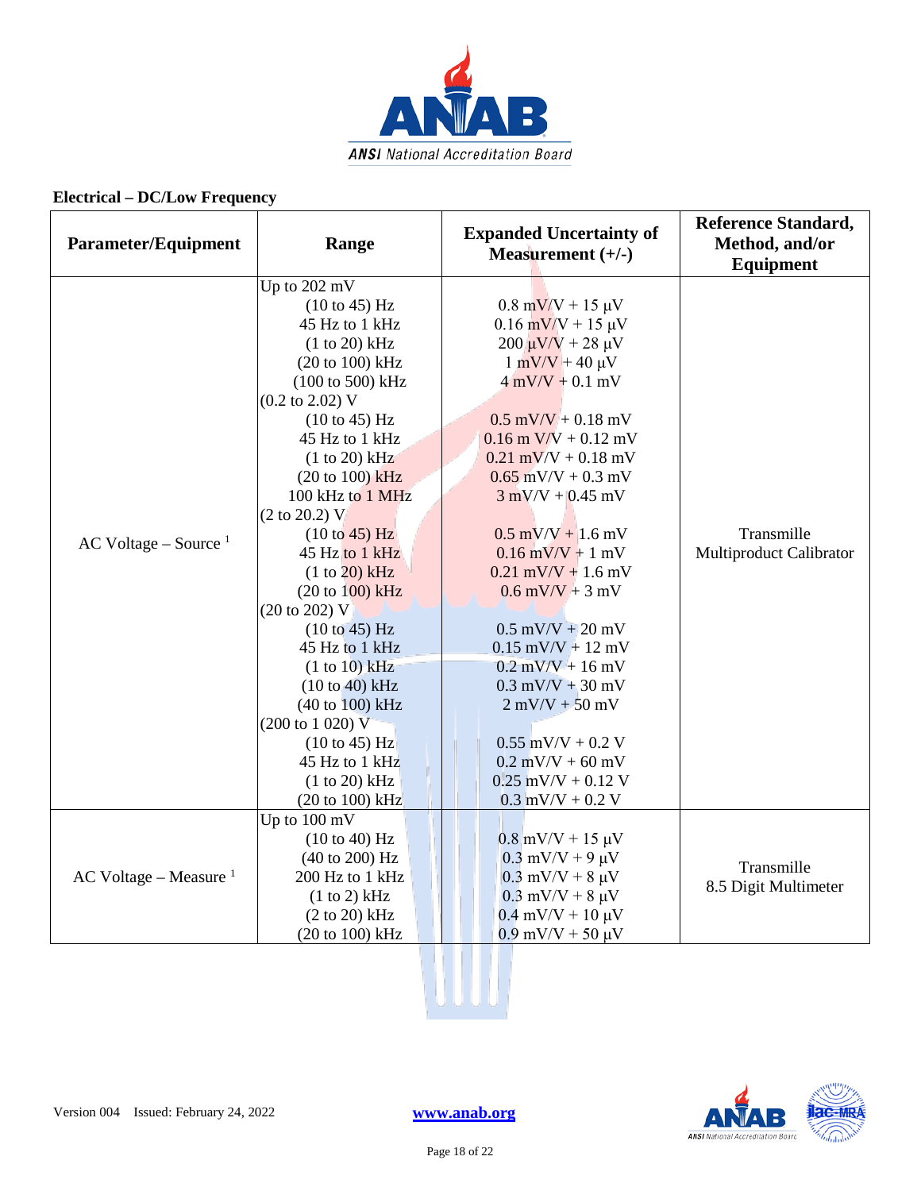**Electrical – DC/Low Frequency**

| Parameter/Equipment | Range | Expanded Uncertainty of Measurement (+/-) | Reference Standard, Method, and/or Equipment |
|---|---|---|---|
| AC Voltage – Source [1] | Up to 202 mV | | Transmille Multiproduct Calibrator |
| | (10 to 45) Hz | 0.8 mV/V + 15 µV | |
| | 45 Hz to 1 kHz | 0.16 mV/V + 15 µV | |
| | (1 to 20) kHz | 200 µV/V + 28 µV | |
| | (20 to 100) kHz | 1 mV/V + 40 µV | |
| | (100 to 500) kHz | 4 mV/V + 0.1 mV | |
| | (0.2 to 2.02) V | | |
| | (10 to 45) Hz | 0.5 mV/V + 0.18 mV | |
| | 45 Hz to 1 kHz | 0.16 m V/V + 0.12 mV | |
| | (1 to 20) kHz | 0.21 mV/V + 0.18 mV | |
| | (20 to 100) kHz | 0.65 mV/V + 0.3 mV | |
| | 100 kHz to 1 MHz | 3 mV/V + 0.45 mV | |
| | (2 to 20.2) V | | |
| | (10 to 45) Hz | 0.5 mV/V + 1.6 mV | |
| | 45 Hz to 1 kHz | 0.16 mV/V + 1 mV | |
| | (1 to 20) kHz | 0.21 mV/V + 1.6 mV | |
| | (20 to 100) kHz | 0.6 mV/V + 3 mV | |
| | (20 to 202) V | | |
| | (10 to 45) Hz | 0.5 mV/V + 20 mV | |
| | 45 Hz to 1 kHz | 0.15 mV/V + 12 mV | |
| | (1 to 10) kHz | 0.2 mV/V + 16 mV | |
| | (10 to 40) kHz | 0.3 mV/V + 30 mV | |
| | (40 to 100) kHz | 2 mV/V + 50 mV | |
| | (200 to 1 020) V | | |
| | (10 to 45) Hz | 0.55 mV/V + 0.2 V | |
| | 45 Hz to 1 kHz | 0.2 mV/V + 60 mV | |
| | (1 to 20) kHz | 0.25 mV/V + 0.12 V | |
| | (20 to 100) kHz | 0.3 mV/V + 0.2 V | |
| AC Voltage – Measure [1] | Up to 100 mV | | Transmille 8.5 Digit Multimeter |
| | (10 to 40) Hz | 0.8 mV/V + 15 µV | |
| | (40 to 200) Hz | 0.3 mV/V + 9 µV | |
| | 200 Hz to 1 kHz | 0.3 mV/V + 8 µV | |
| | (1 to 2) kHz | 0.3 mV/V + 8 µV | |
| | (2 to 20) kHz | 0.4 mV/V + 10 µV | |
| | (20 to 100) kHz | 0.9 mV/V + 50 µV | |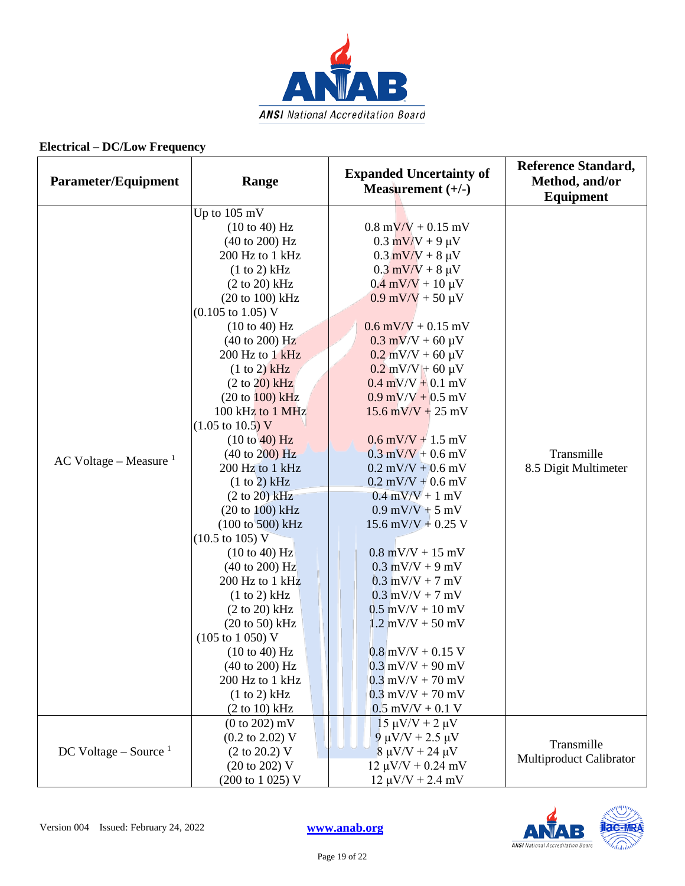## Electrical – DC/Low Frequency

| Parameter/Equipment | Range | Expanded Uncertainty of Measurement (+/-) | Reference Standard, Method, and/or Equipment |
|---|---|---|---|
| AC Voltage – Measure [1] | Up to 105 mV | | Transmille 8.5 Digit Multimeter |
| | (10 to 40) Hz | 0.8 mV/V + 0.15 mV | |
| | (40 to 200) Hz | 0.3 mV/V + 9 µV | |
| | 200 Hz to 1 kHz | 0.3 mV/V + 8 µV | |
| | (1 to 2) kHz | 0.3 mV/V + 8 µV | |
| | (2 to 20) kHz | 0.4 mV/V + 10 µV | |
| | (20 to 100) kHz | 0.9 mV/V + 50 µV | |
| | (0.105 to 1.05) V | | |
| | (10 to 40) Hz | 0.6 mV/V + 0.15 mV | |
| | (40 to 200) Hz | 0.3 mV/V + 60 µV | |
| | 200 Hz to 1 kHz | 0.2 mV/V + 60 µV | |
| | (1 to 2) kHz | 0.2 mV/V + 60 µV | |
| | (2 to 20) kHz | 0.4 mV/V + 0.1 mV | |
| | (20 to 100) kHz | 0.9 mV/V + 0.5 mV | |
| | 100 kHz to 1 MHz | 15.6 mV/V + 25 mV | |
| | (1.05 to 10.5) V | | |
| | (10 to 40) Hz | 0.6 mV/V + 1.5 mV | |
| | (40 to 200) Hz | 0.3 mV/V + 0.6 mV | |
| | 200 Hz to 1 kHz | 0.2 mV/V + 0.6 mV | |
| | (1 to 2) kHz | 0.2 mV/V + 0.6 mV | |
| | (2 to 20) kHz | 0.4 mV/V + 1 mV | |
| | (20 to 100) kHz | 0.9 mV/V + 5 mV | |
| | (100 to 500) kHz | 15.6 mV/V + 0.25 V | |
| | (10.5 to 105) V | | |
| | (10 to 40) Hz | 0.8 mV/V + 15 mV | |
| | (40 to 200) Hz | 0.3 mV/V + 9 mV | |
| | 200 Hz to 1 kHz | 0.3 mV/V + 7 mV | |
| | (1 to 2) kHz | 0.3 mV/V + 7 mV | |
| | (2 to 20) kHz | 0.5 mV/V + 10 mV | |
| | (20 to 50) kHz | 1.2 mV/V + 50 mV | |
| | (105 to 1 050) V | | |
| | (10 to 40) Hz | 0.8 mV/V + 0.15 V | |
| | (40 to 200) Hz | 0.3 mV/V + 90 mV | |
| | 200 Hz to 1 kHz | 0.3 mV/V + 70 mV | |
| | (1 to 2) kHz | 0.3 mV/V + 70 mV | |
| | (2 to 10) kHz | 0.5 mV/V + 0.1 V | |
| DC Voltage – Source [1] | (0 to 202) mV | 15 µV/V + 2 µV | Transmille Multiproduct Calibrator |
| | (0.2 to 2.02) V | 9 µV/V + 2.5 µV | |
| | (2 to 20.2) V | 8 µV/V + 24 µV | |
| | (20 to 202) V | 12 µV/V + 0.24 mV | |
| | (200 to 1 025) V | 12 µV/V + 2.4 mV | |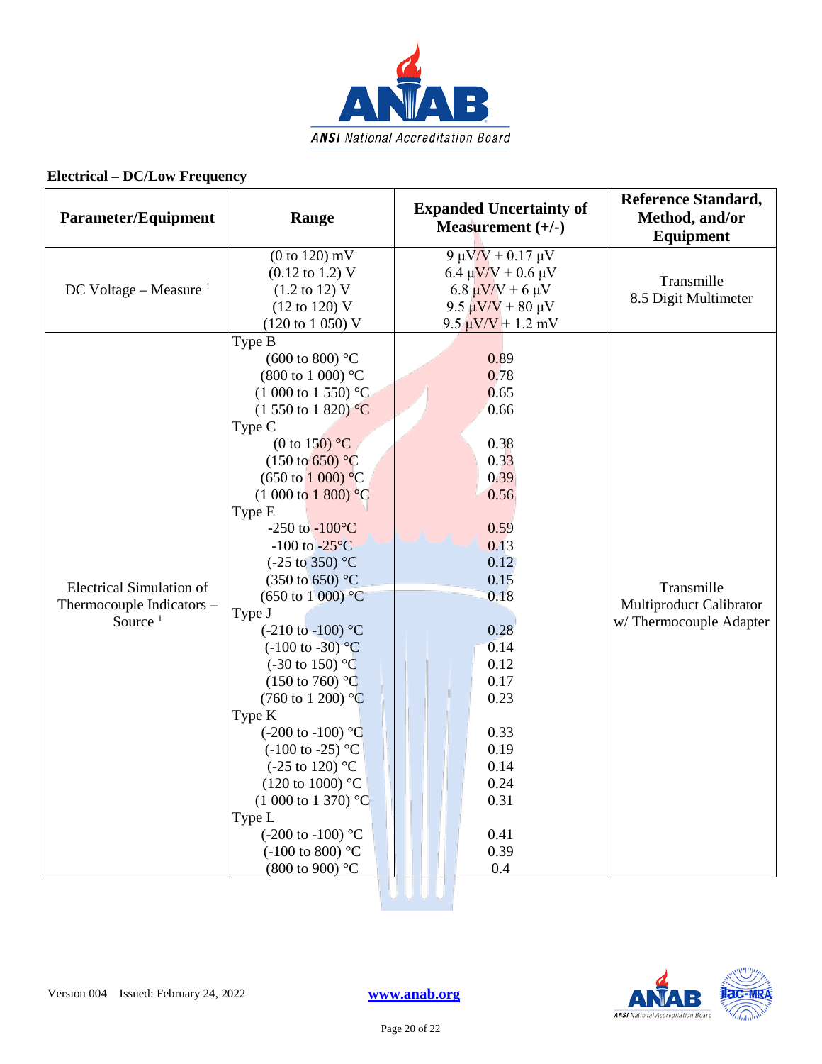## Electrical – DC/Low Frequency

| Parameter/Equipment | Range | Expanded Uncertainty of Measurement (+/-) | Reference Standard, Method, and/or Equipment |
|---|---|---|---|
| DC Voltage – Measure [1] | (0 to 120) mV<br>(0.12 to 1.2) V<br>(1.2 to 12) V<br>(12 to 120) V<br>(120 to 1 050) V | 9 µV/V + 0.17 µV<br>6.4 µV/V + 0.6 µV<br>6.8 µV/V + 6 µV<br>9.5 µV/V + 80 µV<br>9.5 µV/V + 1.2 mV | Transmille<br>8.5 Digit Multimeter |
| Electrical Simulation of Thermocouple Indicators – Source [1] | Type B<br>(600 to 800) °C<br>(800 to 1 000) °C<br>(1 000 to 1 550) °C<br>(1 550 to 1 820) °C<br>Type C<br>(0 to 150) °C<br>(150 to 650) °C<br>(650 to 1 000) °C<br>(1 000 to 1 800) °C<br>Type E<br>-250 to -100°C<br>-100 to -25°C<br>(-25 to 350) °C<br>(350 to 650) °C<br>(650 to 1 000) °C<br>Type J<br>(-210 to -100) °C<br>(-100 to -30) °C<br>(-30 to 150) °C<br>(150 to 760) °C<br>(760 to 1 200) °C<br>Type K<br>(-200 to -100) °C<br>(-100 to -25) °C<br>(-25 to 120) °C<br>(120 to 1000) °C<br>(1 000 to 1 370) °C<br>Type L<br>(-200 to -100) °C<br>(-100 to 800) °C<br>(800 to 900) °C | <br>0.89<br>0.78<br>0.65<br>0.66<br><br>0.38<br>0.33<br>0.39<br>0.56<br><br>0.59<br>0.13<br>0.12<br>0.15<br>0.18<br><br>0.28<br>0.14<br>0.12<br>0.17<br>0.23<br><br>0.33<br>0.19<br>0.14<br>0.24<br>0.31<br><br>0.41<br>0.39<br>0.4 | Transmille<br>Multiproduct Calibrator<br>w/ Thermocouple Adapter |

Version 004 Issued: February 24, 2022

www.anab.org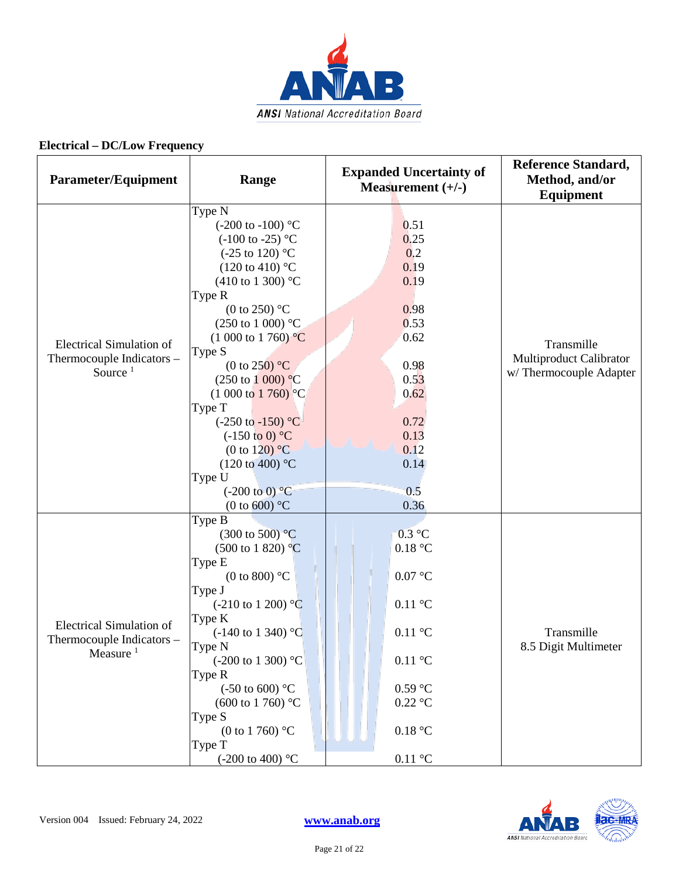**Electrical – DC/Low Frequency**

| Parameter/Equipment | Range | Expanded Uncertainty of Measurement (+/-) | Reference Standard, Method, and/or Equipment |
|---|---|---|---|
| Electrical Simulation of Thermocouple Indicators – Source [1] | Type N | | Transmille Multiproduct Calibrator w/ Thermocouple Adapter |
| | (-200 to -100) °C | 0.51 | |
| | (-100 to -25) °C | 0.25 | |
| | (-25 to 120) °C | 0.2 | |
| | (120 to 410) °C | 0.19 | |
| | (410 to 1 300) °C | 0.19 | |
| | Type R | | |
| | (0 to 250) °C | 0.98 | |
| | (250 to 1 000) °C | 0.53 | |
| | (1 000 to 1 760) °C | 0.62 | |
| | Type S | | |
| | (0 to 250) °C | 0.98 | |
| | (250 to 1 000) °C | 0.53 | |
| | (1 000 to 1 760) °C | 0.62 | |
| | Type T | | |
| | (-250 to -150) °C | 0.72 | |
| | (-150 to 0) °C | 0.13 | |
| | (0 to 120) °C | 0.12 | |
| | (120 to 400) °C | 0.14 | |
| | Type U | | |
| | (-200 to 0) °C | 0.5 | |
| | (0 to 600) °C | 0.36 | |
| Electrical Simulation of Thermocouple Indicators – Measure [1] | Type B | | Transmille 8.5 Digit Multimeter |
| | (300 to 500) °C | 0.3 °C | |
| | (500 to 1 820) °C | 0.18 °C | |
| | Type E | | |
| | (0 to 800) °C | 0.07 °C | |
| | Type J | | |
| | (-210 to 1 200) °C | 0.11 °C | |
| | Type K | | |
| | (-140 to 1 340) °C | 0.11 °C | |
| | Type N | | |
| | (-200 to 1 300) °C | 0.11 °C | |
| | Type R | | |
| | (-50 to 600) °C | 0.59 °C | |
| | (600 to 1 760) °C | 0.22 °C | |
| | Type S | | |
| | (0 to 1 760) °C | 0.18 °C | |
| | Type T | | |
| | (-200 to 400) °C | 0.11 °C | |

Version 004 Issued: February 24, 2022

www.anab.org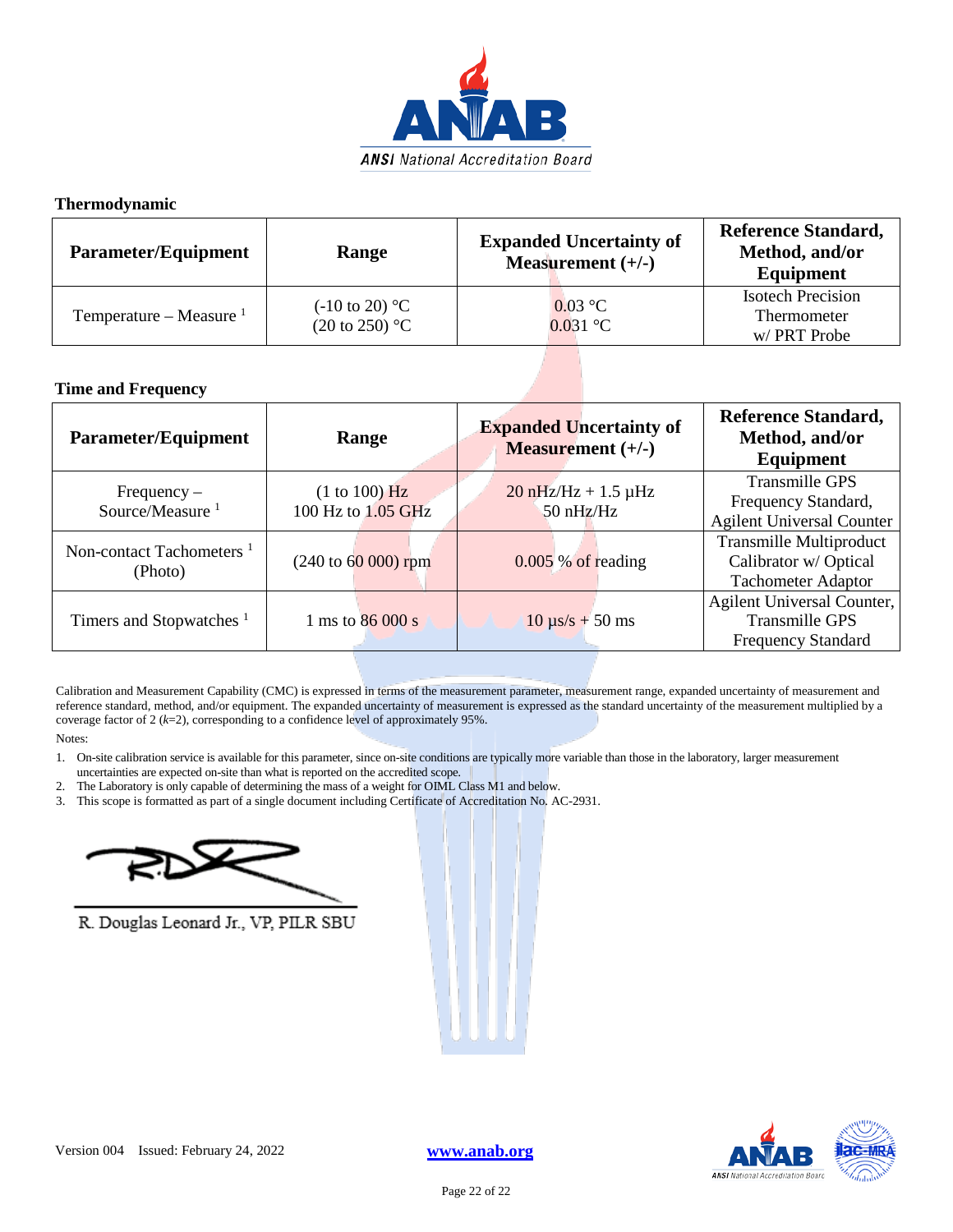### Thermodynamic

| Parameter/Equipment | Range | Expanded Uncertainty of Measurement (+/-) | Reference Standard, Method, and/or Equipment |
|---|---|---|---|
| Temperature – Measure [1] | (-10 to 20) °C<br>(20 to 250) °C | 0.03 °C<br>0.031 °C | Isotech Precision Thermometer w/ PRT Probe |

### Time and Frequency

| Parameter/Equipment | Range | Expanded Uncertainty of Measurement (+/-) | Reference Standard, Method, and/or Equipment |
|---|---|---|---|
| Frequency – Source/Measure [1] | (1 to 100) Hz<br>100 Hz to 1.05 GHz | 20 nHz/Hz + 1.5 µHz<br>50 nHz/Hz | Transmille GPS Frequency Standard, Agilent Universal Counter |
| Non-contact Tachometers [1] (Photo) | (240 to 60 000) rpm | 0.005 % of reading | Transmille Multiproduct Calibrator w/ Optical Tachometer Adaptor |
| Timers and Stopwatches [1] | 1 ms to 86 000 s | 10 µs/s + 50 ms | Agilent Universal Counter, Transmille GPS Frequency Standard |

Calibration and Measurement Capability (CMC) is expressed in terms of the measurement parameter, measurement range, expanded uncertainty of measurement and reference standard, method, and/or equipment. The expanded uncertainty of measurement is expressed as the standard uncertainty of the measurement multiplied by a coverage factor of 2 ($k$=2), corresponding to a confidence level of approximately 95%.

Notes:

1. On-site calibration service is available for this parameter, since on-site conditions are typically more variable than those in the laboratory, larger measurement uncertainties are expected on-site than what is reported on the accredited scope.
2. The Laboratory is only capable of determining the mass of a weight for OIML Class M1 and below.
3. This scope is formatted as part of a single document including Certificate of Accreditation No. AC-2931.

R. Douglas Leonard Jr., VP, PILR SBU

Version 004 Issued: February 24, 2022

www.anab.org